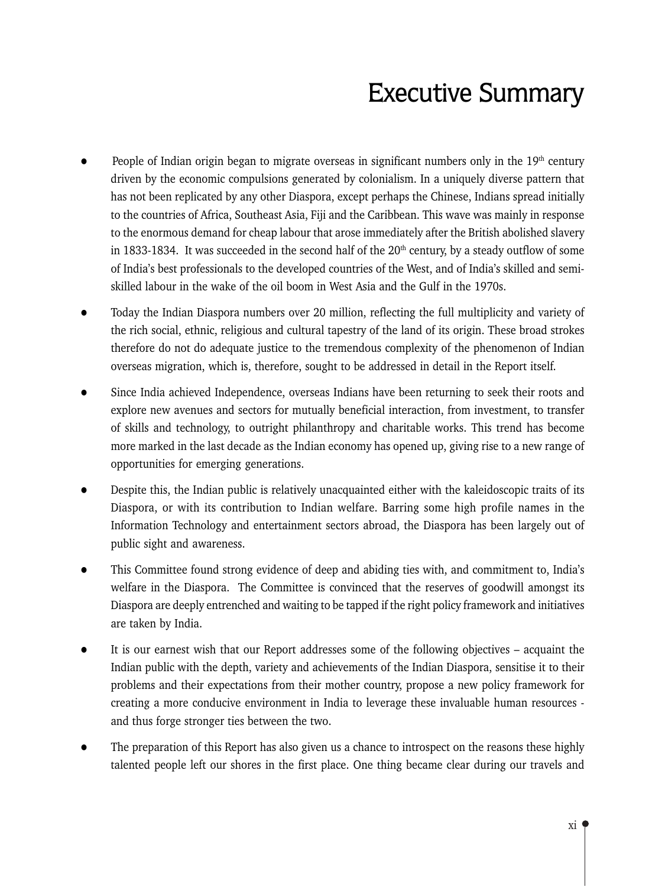# Executive Summary

- People of Indian origin began to migrate overseas in significant numbers only in the 19th century driven by the economic compulsions generated by colonialism. In a uniquely diverse pattern that has not been replicated by any other Diaspora, except perhaps the Chinese, Indians spread initially to the countries of Africa, Southeast Asia, Fiji and the Caribbean. This wave was mainly in response to the enormous demand for cheap labour that arose immediately after the British abolished slavery in 1833-1834. It was succeeded in the second half of the 20th century, by a steady outflow of some of India's best professionals to the developed countries of the West, and of India's skilled and semi-skilled labour in the wake of the oil boom in West Asia and the Gulf in the 1970s.

- Today the Indian Diaspora numbers over 20 million, reflecting the full multiplicity and variety of the rich social, ethnic, religious and cultural tapestry of the land of its origin. These broad strokes therefore do not do adequate justice to the tremendous complexity of the phenomenon of Indian overseas migration, which is, therefore, sought to be addressed in detail in the Report itself.

- Since India achieved Independence, overseas Indians have been returning to seek their roots and explore new avenues and sectors for mutually beneficial interaction, from investment, to transfer of skills and technology, to outright philanthropy and charitable works. This trend has become more marked in the last decade as the Indian economy has opened up, giving rise to a new range of opportunities for emerging generations.

- Despite this, the Indian public is relatively unacquainted either with the kaleidoscopic traits of its Diaspora, or with its contribution to Indian welfare. Barring some high profile names in the Information Technology and entertainment sectors abroad, the Diaspora has been largely out of public sight and awareness.

- This Committee found strong evidence of deep and abiding ties with, and commitment to, India's welfare in the Diaspora. The Committee is convinced that the reserves of goodwill amongst its Diaspora are deeply entrenched and waiting to be tapped if the right policy framework and initiatives are taken by India.

- It is our earnest wish that our Report addresses some of the following objectives – acquaint the Indian public with the depth, variety and achievements of the Indian Diaspora, sensitise it to their problems and their expectations from their mother country, propose a new policy framework for creating a more conducive environment in India to leverage these invaluable human resources - and thus forge stronger ties between the two.

- The preparation of this Report has also given us a chance to introspect on the reasons these highly talented people left our shores in the first place. One thing became clear during our travels and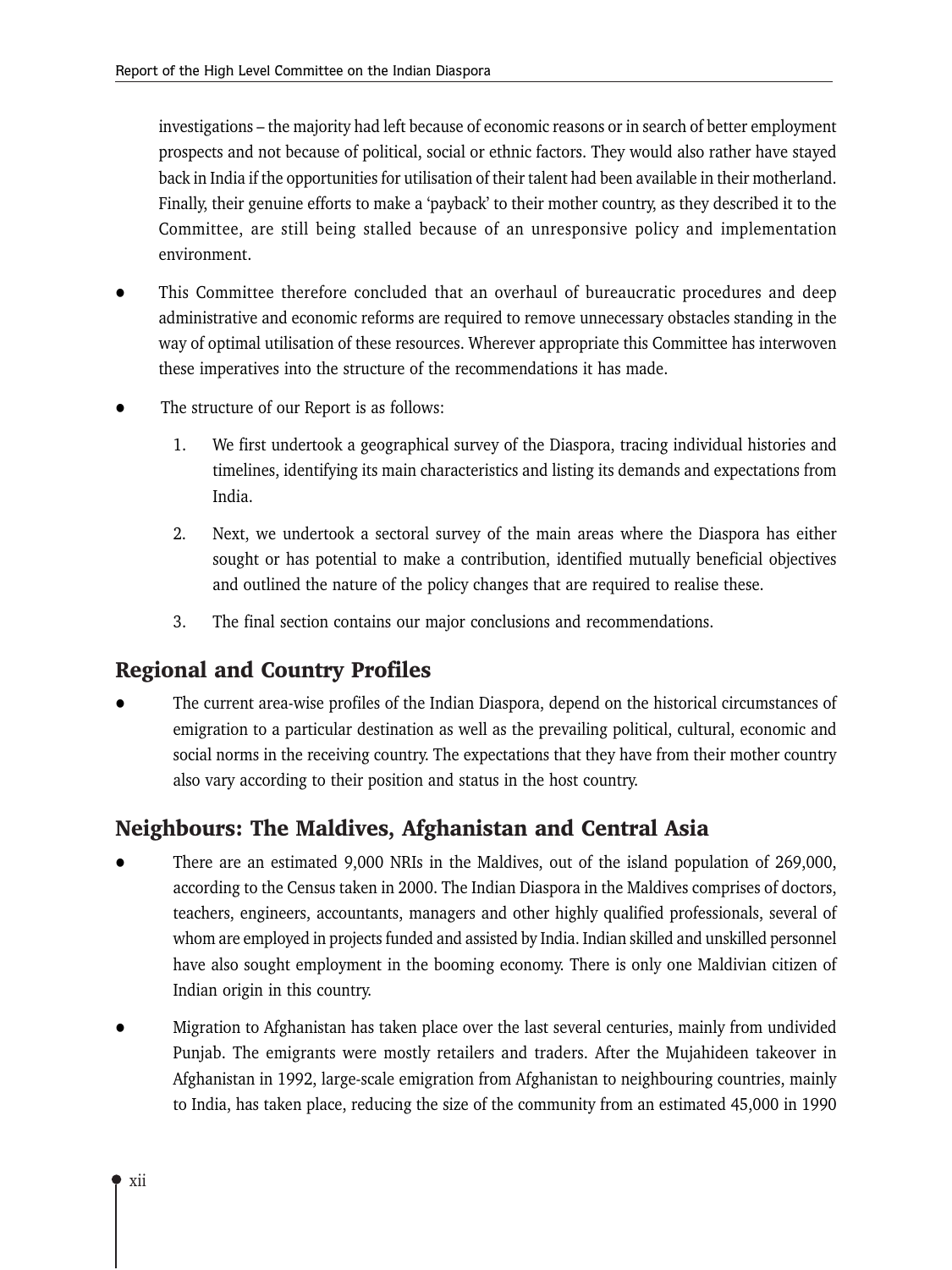investigations – the majority had left because of economic reasons or in search of better employment prospects and not because of political, social or ethnic factors. They would also rather have stayed back in India if the opportunities for utilisation of their talent had been available in their motherland. Finally, their genuine efforts to make a 'payback' to their mother country, as they described it to the Committee, are still being stalled because of an unresponsive policy and implementation environment.

- This Committee therefore concluded that an overhaul of bureaucratic procedures and deep administrative and economic reforms are required to remove unnecessary obstacles standing in the way of optimal utilisation of these resources. Wherever appropriate this Committee has interwoven these imperatives into the structure of the recommendations it has made.
- The structure of our Report is as follows:
  1. We first undertook a geographical survey of the Diaspora, tracing individual histories and timelines, identifying its main characteristics and listing its demands and expectations from India.
  2. Next, we undertook a sectoral survey of the main areas where the Diaspora has either sought or has potential to make a contribution, identified mutually beneficial objectives and outlined the nature of the policy changes that are required to realise these.
  3. The final section contains our major conclusions and recommendations.

## Regional and Country Profiles

- The current area-wise profiles of the Indian Diaspora, depend on the historical circumstances of emigration to a particular destination as well as the prevailing political, cultural, economic and social norms in the receiving country. The expectations that they have from their mother country also vary according to their position and status in the host country.

## Neighbours: The Maldives, Afghanistan and Central Asia

- There are an estimated 9,000 NRIs in the Maldives, out of the island population of 269,000, according to the Census taken in 2000. The Indian Diaspora in the Maldives comprises of doctors, teachers, engineers, accountants, managers and other highly qualified professionals, several of whom are employed in projects funded and assisted by India. Indian skilled and unskilled personnel have also sought employment in the booming economy. There is only one Maldivian citizen of Indian origin in this country.
- Migration to Afghanistan has taken place over the last several centuries, mainly from undivided Punjab. The emigrants were mostly retailers and traders. After the Mujahideen takeover in Afghanistan in 1992, large-scale emigration from Afghanistan to neighbouring countries, mainly to India, has taken place, reducing the size of the community from an estimated 45,000 in 1990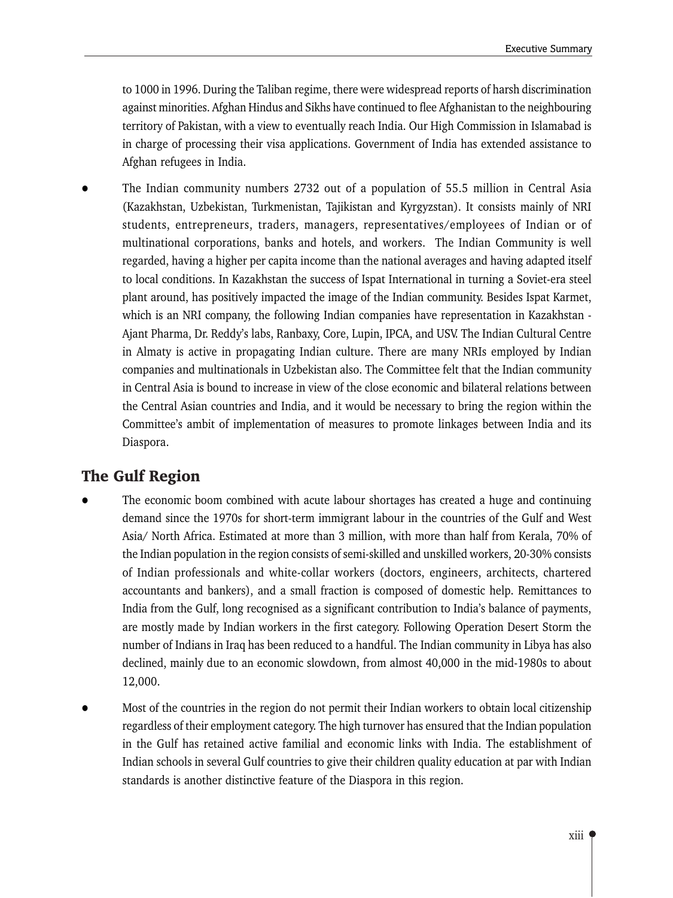to 1000 in 1996. During the Taliban regime, there were widespread reports of harsh discrimination against minorities. Afghan Hindus and Sikhs have continued to flee Afghanistan to the neighbouring territory of Pakistan, with a view to eventually reach India. Our High Commission in Islamabad is in charge of processing their visa applications. Government of India has extended assistance to Afghan refugees in India.

- The Indian community numbers 2732 out of a population of 55.5 million in Central Asia (Kazakhstan, Uzbekistan, Turkmenistan, Tajikistan and Kyrgyzstan). It consists mainly of NRI students, entrepreneurs, traders, managers, representatives/employees of Indian or of multinational corporations, banks and hotels, and workers. The Indian Community is well regarded, having a higher per capita income than the national averages and having adapted itself to local conditions. In Kazakhstan the success of Ispat International in turning a Soviet-era steel plant around, has positively impacted the image of the Indian community. Besides Ispat Karmet, which is an NRI company, the following Indian companies have representation in Kazakhstan - Ajant Pharma, Dr. Reddy's labs, Ranbaxy, Core, Lupin, IPCA, and USV. The Indian Cultural Centre in Almaty is active in propagating Indian culture. There are many NRIs employed by Indian companies and multinationals in Uzbekistan also. The Committee felt that the Indian community in Central Asia is bound to increase in view of the close economic and bilateral relations between the Central Asian countries and India, and it would be necessary to bring the region within the Committee's ambit of implementation of measures to promote linkages between India and its Diaspora.

## The Gulf Region

- The economic boom combined with acute labour shortages has created a huge and continuing demand since the 1970s for short-term immigrant labour in the countries of the Gulf and West Asia/ North Africa. Estimated at more than 3 million, with more than half from Kerala, 70% of the Indian population in the region consists of semi-skilled and unskilled workers, 20-30% consists of Indian professionals and white-collar workers (doctors, engineers, architects, chartered accountants and bankers), and a small fraction is composed of domestic help. Remittances to India from the Gulf, long recognised as a significant contribution to India's balance of payments, are mostly made by Indian workers in the first category. Following Operation Desert Storm the number of Indians in Iraq has been reduced to a handful. The Indian community in Libya has also declined, mainly due to an economic slowdown, from almost 40,000 in the mid-1980s to about 12,000.

- Most of the countries in the region do not permit their Indian workers to obtain local citizenship regardless of their employment category. The high turnover has ensured that the Indian population in the Gulf has retained active familial and economic links with India. The establishment of Indian schools in several Gulf countries to give their children quality education at par with Indian standards is another distinctive feature of the Diaspora in this region.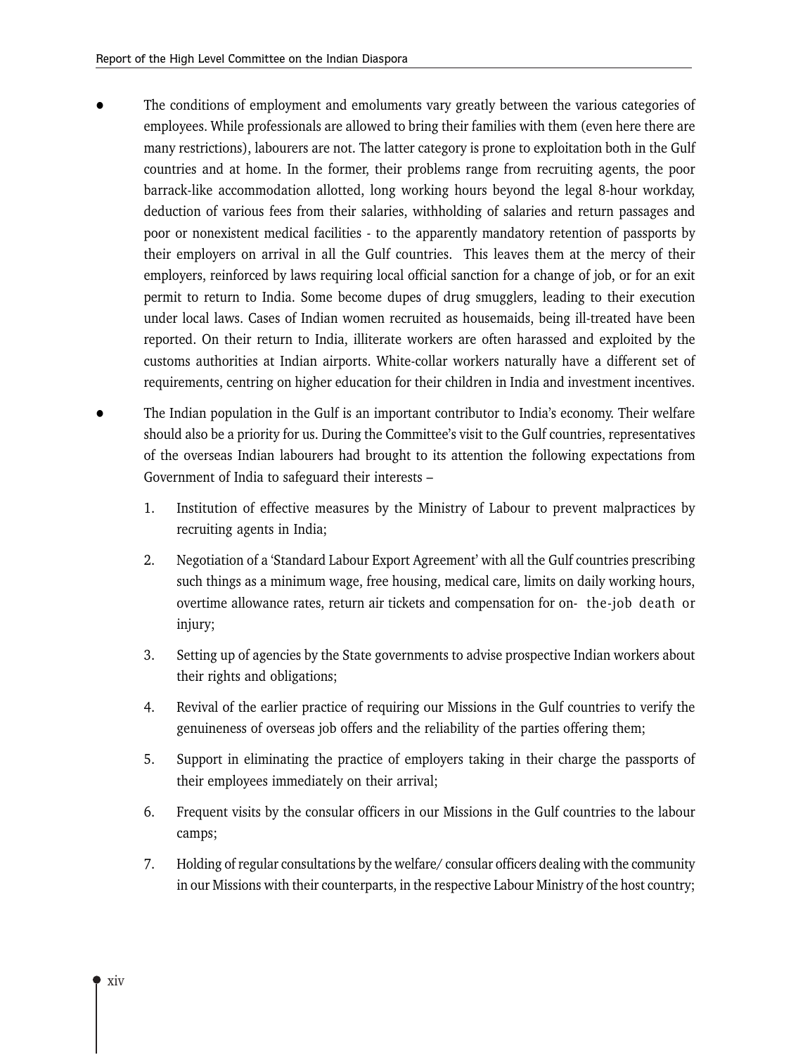- The conditions of employment and emoluments vary greatly between the various categories of employees. While professionals are allowed to bring their families with them (even here there are many restrictions), labourers are not. The latter category is prone to exploitation both in the Gulf countries and at home. In the former, their problems range from recruiting agents, the poor barrack-like accommodation allotted, long working hours beyond the legal 8-hour workday, deduction of various fees from their salaries, withholding of salaries and return passages and poor or nonexistent medical facilities - to the apparently mandatory retention of passports by their employers on arrival in all the Gulf countries. This leaves them at the mercy of their employers, reinforced by laws requiring local official sanction for a change of job, or for an exit permit to return to India. Some become dupes of drug smugglers, leading to their execution under local laws. Cases of Indian women recruited as housemaids, being ill-treated have been reported. On their return to India, illiterate workers are often harassed and exploited by the customs authorities at Indian airports. White-collar workers naturally have a different set of requirements, centring on higher education for their children in India and investment incentives.

- The Indian population in the Gulf is an important contributor to India's economy. Their welfare should also be a priority for us. During the Committee's visit to the Gulf countries, representatives of the overseas Indian labourers had brought to its attention the following expectations from Government of India to safeguard their interests –

  1. Institution of effective measures by the Ministry of Labour to prevent malpractices by recruiting agents in India;
  2. Negotiation of a 'Standard Labour Export Agreement' with all the Gulf countries prescribing such things as a minimum wage, free housing, medical care, limits on daily working hours, overtime allowance rates, return air tickets and compensation for on- the-job death or injury;
  3. Setting up of agencies by the State governments to advise prospective Indian workers about their rights and obligations;
  4. Revival of the earlier practice of requiring our Missions in the Gulf countries to verify the genuineness of overseas job offers and the reliability of the parties offering them;
  5. Support in eliminating the practice of employers taking in their charge the passports of their employees immediately on their arrival;
  6. Frequent visits by the consular officers in our Missions in the Gulf countries to the labour camps;
  7. Holding of regular consultations by the welfare/ consular officers dealing with the community in our Missions with their counterparts, in the respective Labour Ministry of the host country;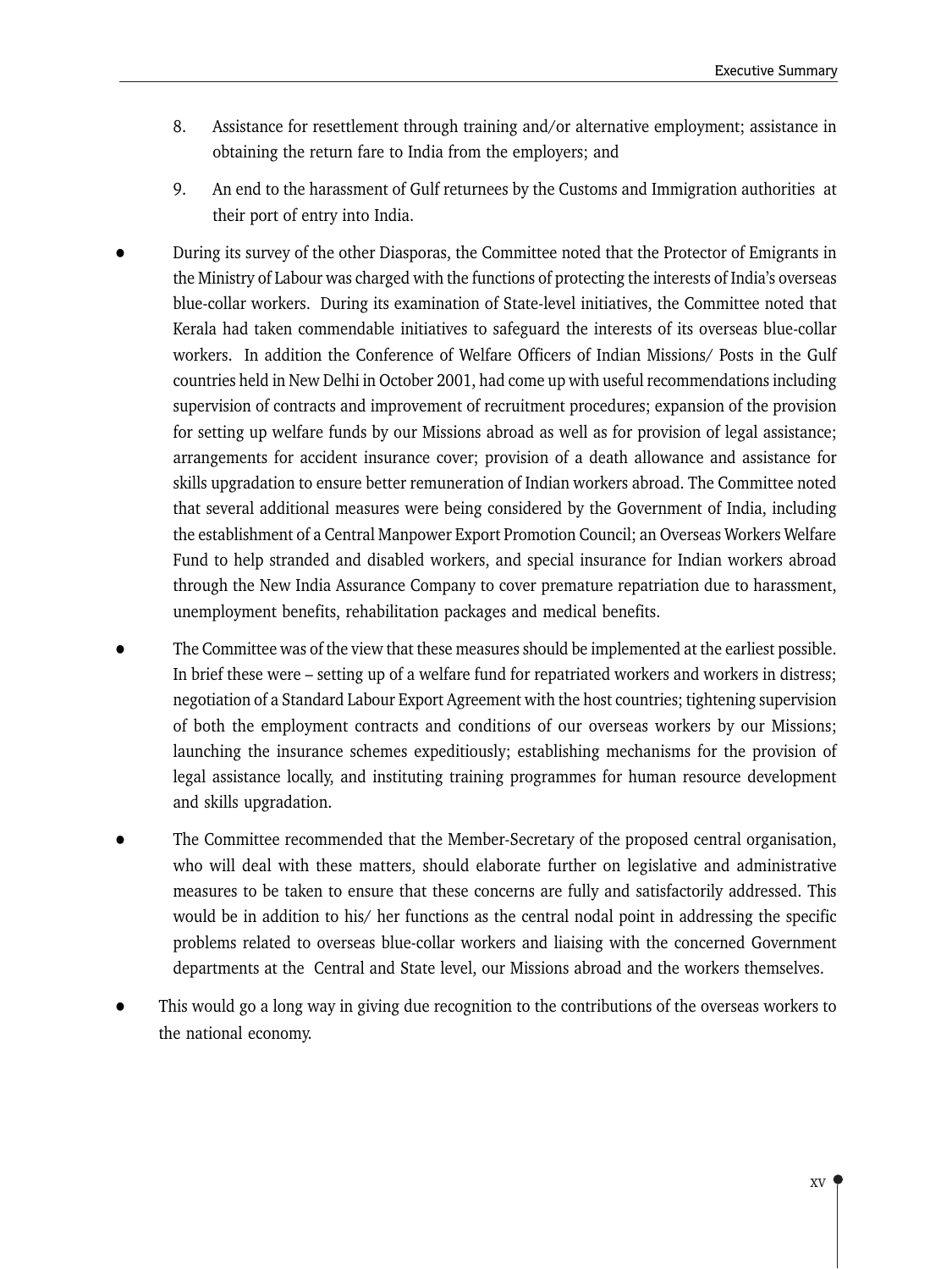8. Assistance for resettlement through training and/or alternative employment; assistance in obtaining the return fare to India from the employers; and

9. An end to the harassment of Gulf returnees by the Customs and Immigration authorities at their port of entry into India.

- During its survey of the other Diasporas, the Committee noted that the Protector of Emigrants in the Ministry of Labour was charged with the functions of protecting the interests of India's overseas blue-collar workers. During its examination of State-level initiatives, the Committee noted that Kerala had taken commendable initiatives to safeguard the interests of its overseas blue-collar workers. In addition the Conference of Welfare Officers of Indian Missions/ Posts in the Gulf countries held in New Delhi in October 2001, had come up with useful recommendations including supervision of contracts and improvement of recruitment procedures; expansion of the provision for setting up welfare funds by our Missions abroad as well as for provision of legal assistance; arrangements for accident insurance cover; provision of a death allowance and assistance for skills upgradation to ensure better remuneration of Indian workers abroad. The Committee noted that several additional measures were being considered by the Government of India, including the establishment of a Central Manpower Export Promotion Council; an Overseas Workers Welfare Fund to help stranded and disabled workers, and special insurance for Indian workers abroad through the New India Assurance Company to cover premature repatriation due to harassment, unemployment benefits, rehabilitation packages and medical benefits.

- The Committee was of the view that these measures should be implemented at the earliest possible. In brief these were – setting up of a welfare fund for repatriated workers and workers in distress; negotiation of a Standard Labour Export Agreement with the host countries; tightening supervision of both the employment contracts and conditions of our overseas workers by our Missions; launching the insurance schemes expeditiously; establishing mechanisms for the provision of legal assistance locally, and instituting training programmes for human resource development and skills upgradation.

- The Committee recommended that the Member-Secretary of the proposed central organisation, who will deal with these matters, should elaborate further on legislative and administrative measures to be taken to ensure that these concerns are fully and satisfactorily addressed. This would be in addition to his/ her functions as the central nodal point in addressing the specific problems related to overseas blue-collar workers and liaising with the concerned Government departments at the Central and State level, our Missions abroad and the workers themselves.

- This would go a long way in giving due recognition to the contributions of the overseas workers to the national economy.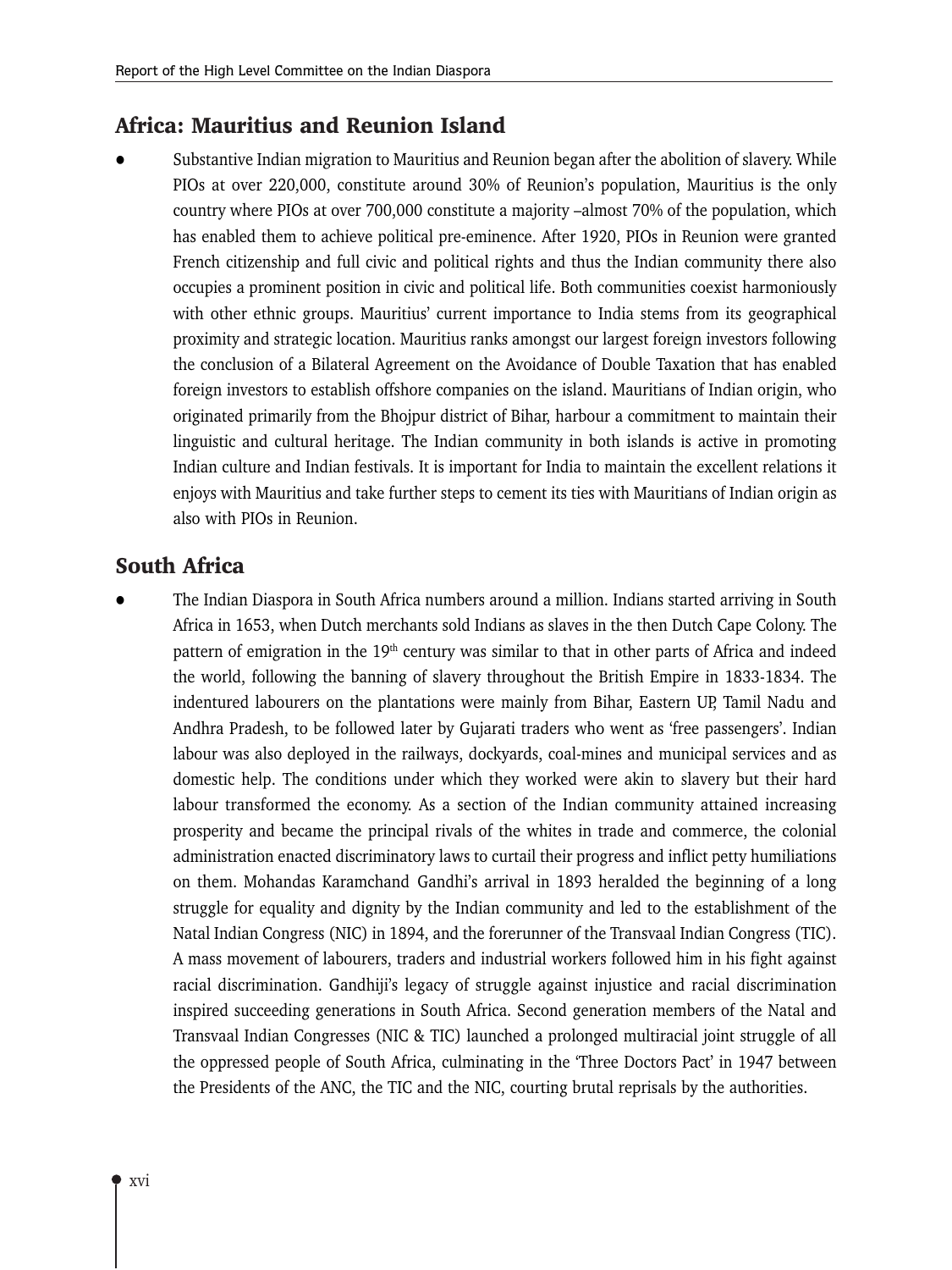## Africa: Mauritius and Reunion Island

- Substantive Indian migration to Mauritius and Reunion began after the abolition of slavery. While PIOs at over 220,000, constitute around 30% of Reunion's population, Mauritius is the only country where PIOs at over 700,000 constitute a majority –almost 70% of the population, which has enabled them to achieve political pre-eminence. After 1920, PIOs in Reunion were granted French citizenship and full civic and political rights and thus the Indian community there also occupies a prominent position in civic and political life. Both communities coexist harmoniously with other ethnic groups. Mauritius' current importance to India stems from its geographical proximity and strategic location. Mauritius ranks amongst our largest foreign investors following the conclusion of a Bilateral Agreement on the Avoidance of Double Taxation that has enabled foreign investors to establish offshore companies on the island. Mauritians of Indian origin, who originated primarily from the Bhojpur district of Bihar, harbour a commitment to maintain their linguistic and cultural heritage. The Indian community in both islands is active in promoting Indian culture and Indian festivals. It is important for India to maintain the excellent relations it enjoys with Mauritius and take further steps to cement its ties with Mauritians of Indian origin as also with PIOs in Reunion.

## South Africa

- The Indian Diaspora in South Africa numbers around a million. Indians started arriving in South Africa in 1653, when Dutch merchants sold Indians as slaves in the then Dutch Cape Colony. The pattern of emigration in the 19th century was similar to that in other parts of Africa and indeed the world, following the banning of slavery throughout the British Empire in 1833-1834. The indentured labourers on the plantations were mainly from Bihar, Eastern UP, Tamil Nadu and Andhra Pradesh, to be followed later by Gujarati traders who went as 'free passengers'. Indian labour was also deployed in the railways, dockyards, coal-mines and municipal services and as domestic help. The conditions under which they worked were akin to slavery but their hard labour transformed the economy. As a section of the Indian community attained increasing prosperity and became the principal rivals of the whites in trade and commerce, the colonial administration enacted discriminatory laws to curtail their progress and inflict petty humiliations on them. Mohandas Karamchand Gandhi's arrival in 1893 heralded the beginning of a long struggle for equality and dignity by the Indian community and led to the establishment of the Natal Indian Congress (NIC) in 1894, and the forerunner of the Transvaal Indian Congress (TIC). A mass movement of labourers, traders and industrial workers followed him in his fight against racial discrimination. Gandhiji's legacy of struggle against injustice and racial discrimination inspired succeeding generations in South Africa. Second generation members of the Natal and Transvaal Indian Congresses (NIC & TIC) launched a prolonged multiracial joint struggle of all the oppressed people of South Africa, culminating in the 'Three Doctors Pact' in 1947 between the Presidents of the ANC, the TIC and the NIC, courting brutal reprisals by the authorities.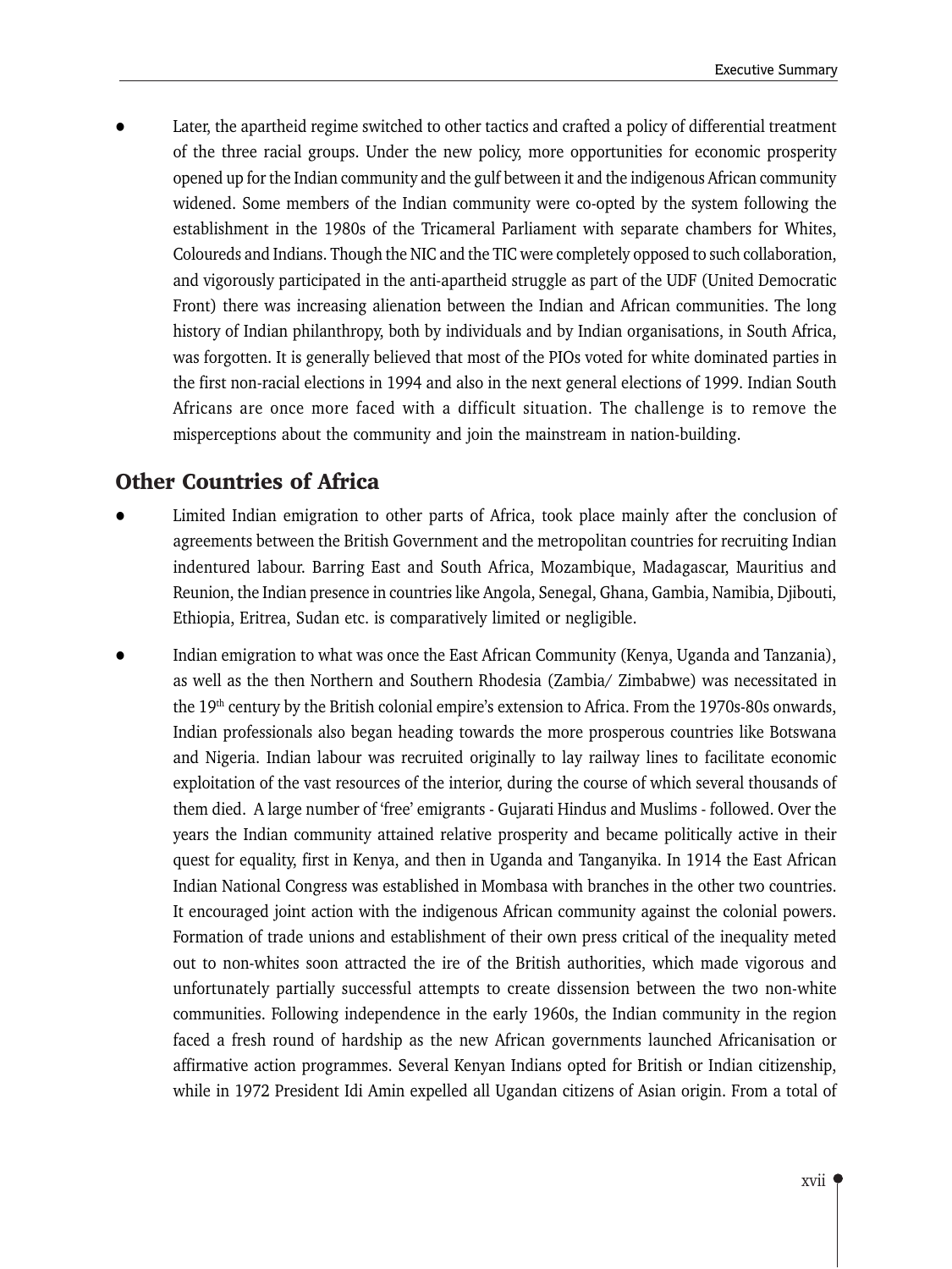- Later, the apartheid regime switched to other tactics and crafted a policy of differential treatment of the three racial groups. Under the new policy, more opportunities for economic prosperity opened up for the Indian community and the gulf between it and the indigenous African community widened. Some members of the Indian community were co-opted by the system following the establishment in the 1980s of the Tricameral Parliament with separate chambers for Whites, Coloureds and Indians. Though the NIC and the TIC were completely opposed to such collaboration, and vigorously participated in the anti-apartheid struggle as part of the UDF (United Democratic Front) there was increasing alienation between the Indian and African communities. The long history of Indian philanthropy, both by individuals and by Indian organisations, in South Africa, was forgotten. It is generally believed that most of the PIOs voted for white dominated parties in the first non-racial elections in 1994 and also in the next general elections of 1999. Indian South Africans are once more faced with a difficult situation. The challenge is to remove the misperceptions about the community and join the mainstream in nation-building.

## Other Countries of Africa

- Limited Indian emigration to other parts of Africa, took place mainly after the conclusion of agreements between the British Government and the metropolitan countries for recruiting Indian indentured labour. Barring East and South Africa, Mozambique, Madagascar, Mauritius and Reunion, the Indian presence in countries like Angola, Senegal, Ghana, Gambia, Namibia, Djibouti, Ethiopia, Eritrea, Sudan etc. is comparatively limited or negligible.
- Indian emigration to what was once the East African Community (Kenya, Uganda and Tanzania), as well as the then Northern and Southern Rhodesia (Zambia/ Zimbabwe) was necessitated in the 19th century by the British colonial empire's extension to Africa. From the 1970s-80s onwards, Indian professionals also began heading towards the more prosperous countries like Botswana and Nigeria. Indian labour was recruited originally to lay railway lines to facilitate economic exploitation of the vast resources of the interior, during the course of which several thousands of them died. A large number of 'free' emigrants - Gujarati Hindus and Muslims - followed. Over the years the Indian community attained relative prosperity and became politically active in their quest for equality, first in Kenya, and then in Uganda and Tanganyika. In 1914 the East African Indian National Congress was established in Mombasa with branches in the other two countries. It encouraged joint action with the indigenous African community against the colonial powers. Formation of trade unions and establishment of their own press critical of the inequality meted out to non-whites soon attracted the ire of the British authorities, which made vigorous and unfortunately partially successful attempts to create dissension between the two non-white communities. Following independence in the early 1960s, the Indian community in the region faced a fresh round of hardship as the new African governments launched Africanisation or affirmative action programmes. Several Kenyan Indians opted for British or Indian citizenship, while in 1972 President Idi Amin expelled all Ugandan citizens of Asian origin. From a total of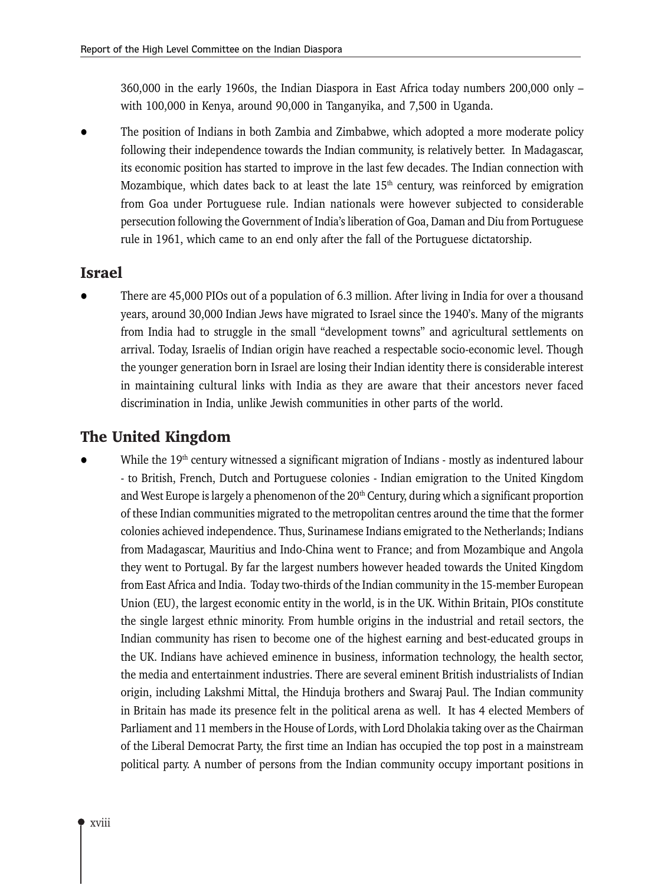360,000 in the early 1960s, the Indian Diaspora in East Africa today numbers 200,000 only – with 100,000 in Kenya, around 90,000 in Tanganyika, and 7,500 in Uganda.

- The position of Indians in both Zambia and Zimbabwe, which adopted a more moderate policy following their independence towards the Indian community, is relatively better. In Madagascar, its economic position has started to improve in the last few decades. The Indian connection with Mozambique, which dates back to at least the late 15th century, was reinforced by emigration from Goa under Portuguese rule. Indian nationals were however subjected to considerable persecution following the Government of India's liberation of Goa, Daman and Diu from Portuguese rule in 1961, which came to an end only after the fall of the Portuguese dictatorship.

## Israel

- There are 45,000 PIOs out of a population of 6.3 million. After living in India for over a thousand years, around 30,000 Indian Jews have migrated to Israel since the 1940's. Many of the migrants from India had to struggle in the small "development towns" and agricultural settlements on arrival. Today, Israelis of Indian origin have reached a respectable socio-economic level. Though the younger generation born in Israel are losing their Indian identity there is considerable interest in maintaining cultural links with India as they are aware that their ancestors never faced discrimination in India, unlike Jewish communities in other parts of the world.

## The United Kingdom

- While the 19th century witnessed a significant migration of Indians - mostly as indentured labour - to British, French, Dutch and Portuguese colonies - Indian emigration to the United Kingdom and West Europe is largely a phenomenon of the 20th Century, during which a significant proportion of these Indian communities migrated to the metropolitan centres around the time that the former colonies achieved independence. Thus, Surinamese Indians emigrated to the Netherlands; Indians from Madagascar, Mauritius and Indo-China went to France; and from Mozambique and Angola they went to Portugal. By far the largest numbers however headed towards the United Kingdom from East Africa and India. Today two-thirds of the Indian community in the 15-member European Union (EU), the largest economic entity in the world, is in the UK. Within Britain, PIOs constitute the single largest ethnic minority. From humble origins in the industrial and retail sectors, the Indian community has risen to become one of the highest earning and best-educated groups in the UK. Indians have achieved eminence in business, information technology, the health sector, the media and entertainment industries. There are several eminent British industrialists of Indian origin, including Lakshmi Mittal, the Hinduja brothers and Swaraj Paul. The Indian community in Britain has made its presence felt in the political arena as well. It has 4 elected Members of Parliament and 11 members in the House of Lords, with Lord Dholakia taking over as the Chairman of the Liberal Democrat Party, the first time an Indian has occupied the top post in a mainstream political party. A number of persons from the Indian community occupy important positions in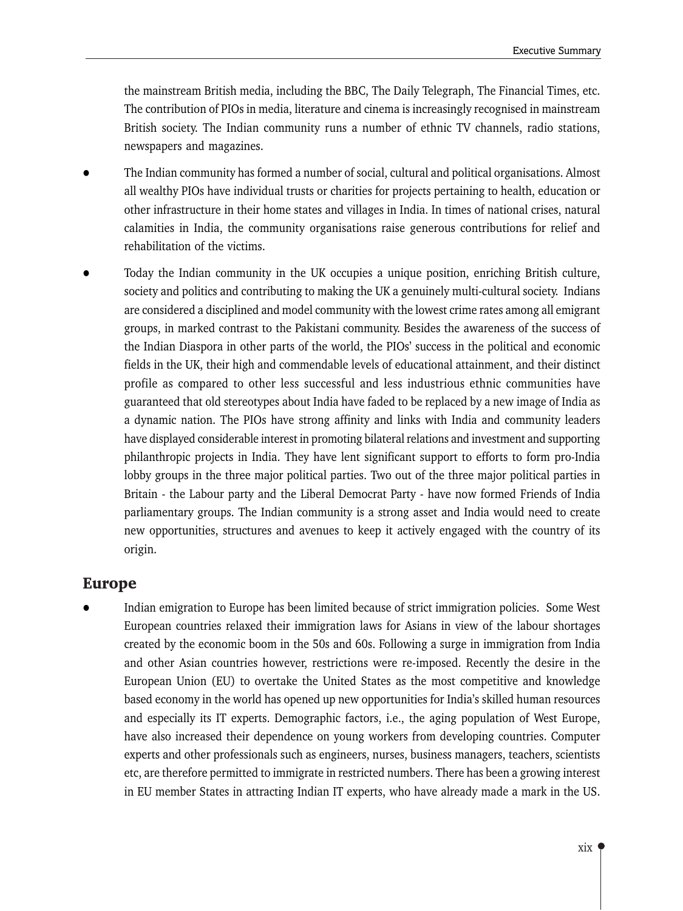the mainstream British media, including the BBC, The Daily Telegraph, The Financial Times, etc. The contribution of PIOs in media, literature and cinema is increasingly recognised in mainstream British society. The Indian community runs a number of ethnic TV channels, radio stations, newspapers and magazines.

- The Indian community has formed a number of social, cultural and political organisations. Almost all wealthy PIOs have individual trusts or charities for projects pertaining to health, education or other infrastructure in their home states and villages in India. In times of national crises, natural calamities in India, the community organisations raise generous contributions for relief and rehabilitation of the victims.

- Today the Indian community in the UK occupies a unique position, enriching British culture, society and politics and contributing to making the UK a genuinely multi-cultural society. Indians are considered a disciplined and model community with the lowest crime rates among all emigrant groups, in marked contrast to the Pakistani community. Besides the awareness of the success of the Indian Diaspora in other parts of the world, the PIOs' success in the political and economic fields in the UK, their high and commendable levels of educational attainment, and their distinct profile as compared to other less successful and less industrious ethnic communities have guaranteed that old stereotypes about India have faded to be replaced by a new image of India as a dynamic nation. The PIOs have strong affinity and links with India and community leaders have displayed considerable interest in promoting bilateral relations and investment and supporting philanthropic projects in India. They have lent significant support to efforts to form pro-India lobby groups in the three major political parties. Two out of the three major political parties in Britain - the Labour party and the Liberal Democrat Party - have now formed Friends of India parliamentary groups. The Indian community is a strong asset and India would need to create new opportunities, structures and avenues to keep it actively engaged with the country of its origin.

## Europe

- Indian emigration to Europe has been limited because of strict immigration policies. Some West European countries relaxed their immigration laws for Asians in view of the labour shortages created by the economic boom in the 50s and 60s. Following a surge in immigration from India and other Asian countries however, restrictions were re-imposed. Recently the desire in the European Union (EU) to overtake the United States as the most competitive and knowledge based economy in the world has opened up new opportunities for India's skilled human resources and especially its IT experts. Demographic factors, i.e., the aging population of West Europe, have also increased their dependence on young workers from developing countries. Computer experts and other professionals such as engineers, nurses, business managers, teachers, scientists etc, are therefore permitted to immigrate in restricted numbers. There has been a growing interest in EU member States in attracting Indian IT experts, who have already made a mark in the US.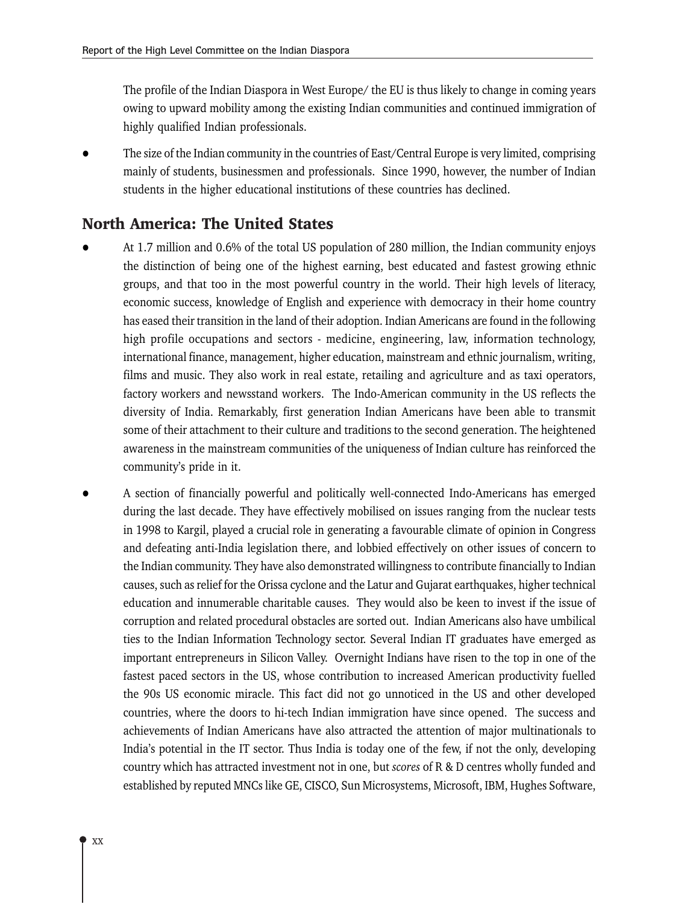The profile of the Indian Diaspora in West Europe/ the EU is thus likely to change in coming years owing to upward mobility among the existing Indian communities and continued immigration of highly qualified Indian professionals.

- The size of the Indian community in the countries of East/Central Europe is very limited, comprising mainly of students, businessmen and professionals. Since 1990, however, the number of Indian students in the higher educational institutions of these countries has declined.

## North America: The United States

- At 1.7 million and 0.6% of the total US population of 280 million, the Indian community enjoys the distinction of being one of the highest earning, best educated and fastest growing ethnic groups, and that too in the most powerful country in the world. Their high levels of literacy, economic success, knowledge of English and experience with democracy in their home country has eased their transition in the land of their adoption. Indian Americans are found in the following high profile occupations and sectors - medicine, engineering, law, information technology, international finance, management, higher education, mainstream and ethnic journalism, writing, films and music. They also work in real estate, retailing and agriculture and as taxi operators, factory workers and newsstand workers. The Indo-American community in the US reflects the diversity of India. Remarkably, first generation Indian Americans have been able to transmit some of their attachment to their culture and traditions to the second generation. The heightened awareness in the mainstream communities of the uniqueness of Indian culture has reinforced the community's pride in it.

- A section of financially powerful and politically well-connected Indo-Americans has emerged during the last decade. They have effectively mobilised on issues ranging from the nuclear tests in 1998 to Kargil, played a crucial role in generating a favourable climate of opinion in Congress and defeating anti-India legislation there, and lobbied effectively on other issues of concern to the Indian community. They have also demonstrated willingness to contribute financially to Indian causes, such as relief for the Orissa cyclone and the Latur and Gujarat earthquakes, higher technical education and innumerable charitable causes. They would also be keen to invest if the issue of corruption and related procedural obstacles are sorted out. Indian Americans also have umbilical ties to the Indian Information Technology sector. Several Indian IT graduates have emerged as important entrepreneurs in Silicon Valley. Overnight Indians have risen to the top in one of the fastest paced sectors in the US, whose contribution to increased American productivity fuelled the 90s US economic miracle. This fact did not go unnoticed in the US and other developed countries, where the doors to hi-tech Indian immigration have since opened. The success and achievements of Indian Americans have also attracted the attention of major multinationals to India's potential in the IT sector. Thus India is today one of the few, if not the only, developing country which has attracted investment not in one, but *scores* of R & D centres wholly funded and established by reputed MNCs like GE, CISCO, Sun Microsystems, Microsoft, IBM, Hughes Software,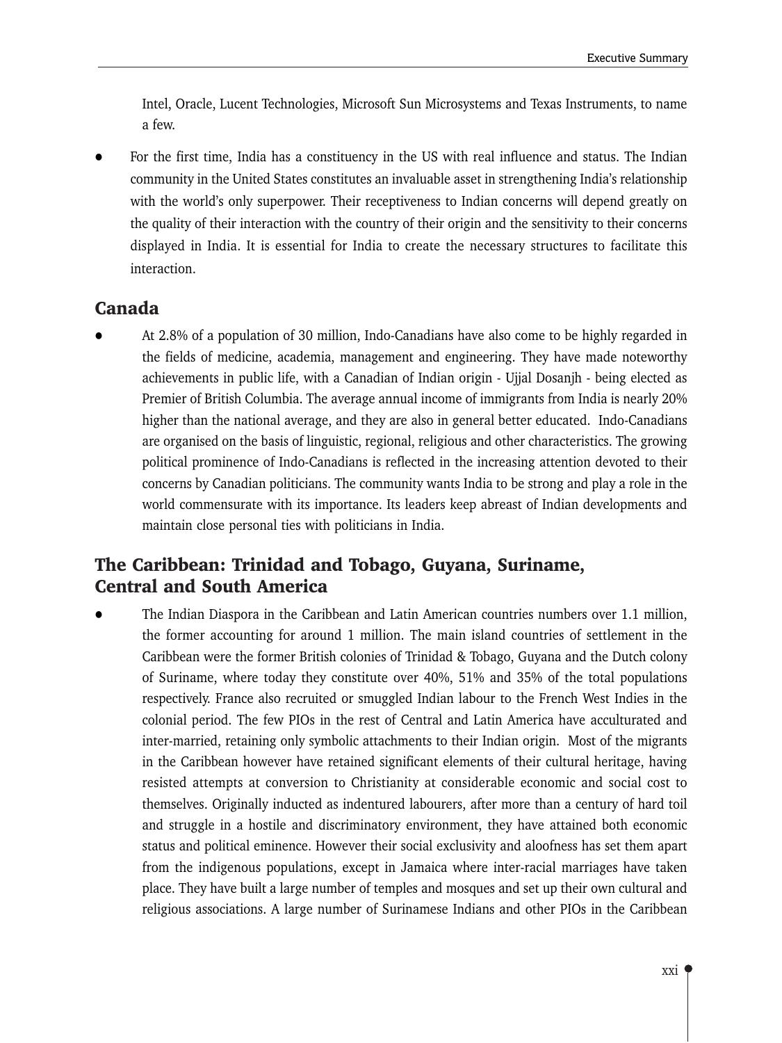Intel, Oracle, Lucent Technologies, Microsoft Sun Microsystems and Texas Instruments, to name a few.

- For the first time, India has a constituency in the US with real influence and status. The Indian community in the United States constitutes an invaluable asset in strengthening India's relationship with the world's only superpower. Their receptiveness to Indian concerns will depend greatly on the quality of their interaction with the country of their origin and the sensitivity to their concerns displayed in India. It is essential for India to create the necessary structures to facilitate this interaction.

## Canada

- At 2.8% of a population of 30 million, Indo-Canadians have also come to be highly regarded in the fields of medicine, academia, management and engineering. They have made noteworthy achievements in public life, with a Canadian of Indian origin - Ujjal Dosanjh - being elected as Premier of British Columbia. The average annual income of immigrants from India is nearly 20% higher than the national average, and they are also in general better educated. Indo-Canadians are organised on the basis of linguistic, regional, religious and other characteristics. The growing political prominence of Indo-Canadians is reflected in the increasing attention devoted to their concerns by Canadian politicians. The community wants India to be strong and play a role in the world commensurate with its importance. Its leaders keep abreast of Indian developments and maintain close personal ties with politicians in India.

## The Caribbean: Trinidad and Tobago, Guyana, Suriname, Central and South America

- The Indian Diaspora in the Caribbean and Latin American countries numbers over 1.1 million, the former accounting for around 1 million. The main island countries of settlement in the Caribbean were the former British colonies of Trinidad & Tobago, Guyana and the Dutch colony of Suriname, where today they constitute over 40%, 51% and 35% of the total populations respectively. France also recruited or smuggled Indian labour to the French West Indies in the colonial period. The few PIOs in the rest of Central and Latin America have acculturated and inter-married, retaining only symbolic attachments to their Indian origin. Most of the migrants in the Caribbean however have retained significant elements of their cultural heritage, having resisted attempts at conversion to Christianity at considerable economic and social cost to themselves. Originally inducted as indentured labourers, after more than a century of hard toil and struggle in a hostile and discriminatory environment, they have attained both economic status and political eminence. However their social exclusivity and aloofness has set them apart from the indigenous populations, except in Jamaica where inter-racial marriages have taken place. They have built a large number of temples and mosques and set up their own cultural and religious associations. A large number of Surinamese Indians and other PIOs in the Caribbean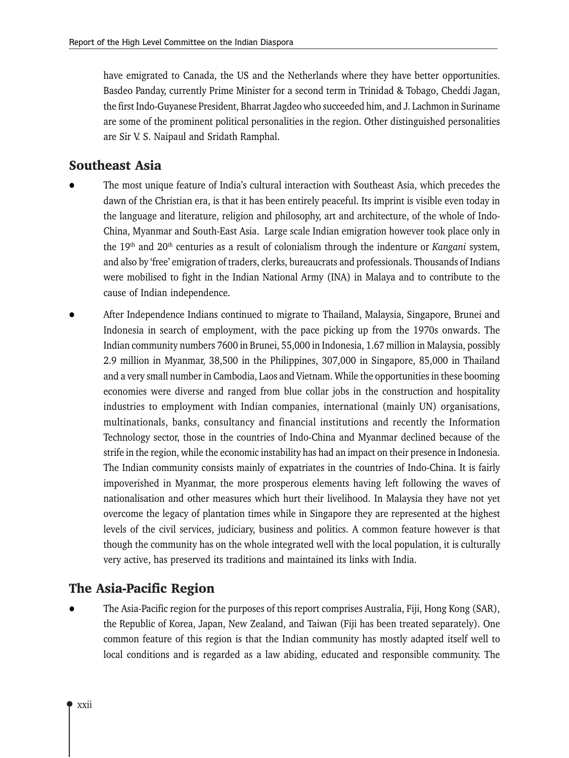have emigrated to Canada, the US and the Netherlands where they have better opportunities. Basdeo Panday, currently Prime Minister for a second term in Trinidad & Tobago, Cheddi Jagan, the first Indo-Guyanese President, Bharrat Jagdeo who succeeded him, and J. Lachmon in Suriname are some of the prominent political personalities in the region. Other distinguished personalities are Sir V. S. Naipaul and Sridath Ramphal.

## Southeast Asia

- The most unique feature of India's cultural interaction with Southeast Asia, which precedes the dawn of the Christian era, is that it has been entirely peaceful. Its imprint is visible even today in the language and literature, religion and philosophy, art and architecture, of the whole of Indo-China, Myanmar and South-East Asia. Large scale Indian emigration however took place only in the 19th and 20th centuries as a result of colonialism through the indenture or *Kangani* system, and also by 'free' emigration of traders, clerks, bureaucrats and professionals. Thousands of Indians were mobilised to fight in the Indian National Army (INA) in Malaya and to contribute to the cause of Indian independence.

- After Independence Indians continued to migrate to Thailand, Malaysia, Singapore, Brunei and Indonesia in search of employment, with the pace picking up from the 1970s onwards. The Indian community numbers 7600 in Brunei, 55,000 in Indonesia, 1.67 million in Malaysia, possibly 2.9 million in Myanmar, 38,500 in the Philippines, 307,000 in Singapore, 85,000 in Thailand and a very small number in Cambodia, Laos and Vietnam. While the opportunities in these booming economies were diverse and ranged from blue collar jobs in the construction and hospitality industries to employment with Indian companies, international (mainly UN) organisations, multinationals, banks, consultancy and financial institutions and recently the Information Technology sector, those in the countries of Indo-China and Myanmar declined because of the strife in the region, while the economic instability has had an impact on their presence in Indonesia. The Indian community consists mainly of expatriates in the countries of Indo-China. It is fairly impoverished in Myanmar, the more prosperous elements having left following the waves of nationalisation and other measures which hurt their livelihood. In Malaysia they have not yet overcome the legacy of plantation times while in Singapore they are represented at the highest levels of the civil services, judiciary, business and politics. A common feature however is that though the community has on the whole integrated well with the local population, it is culturally very active, has preserved its traditions and maintained its links with India.

## The Asia-Pacific Region

- The Asia-Pacific region for the purposes of this report comprises Australia, Fiji, Hong Kong (SAR), the Republic of Korea, Japan, New Zealand, and Taiwan (Fiji has been treated separately). One common feature of this region is that the Indian community has mostly adapted itself well to local conditions and is regarded as a law abiding, educated and responsible community. The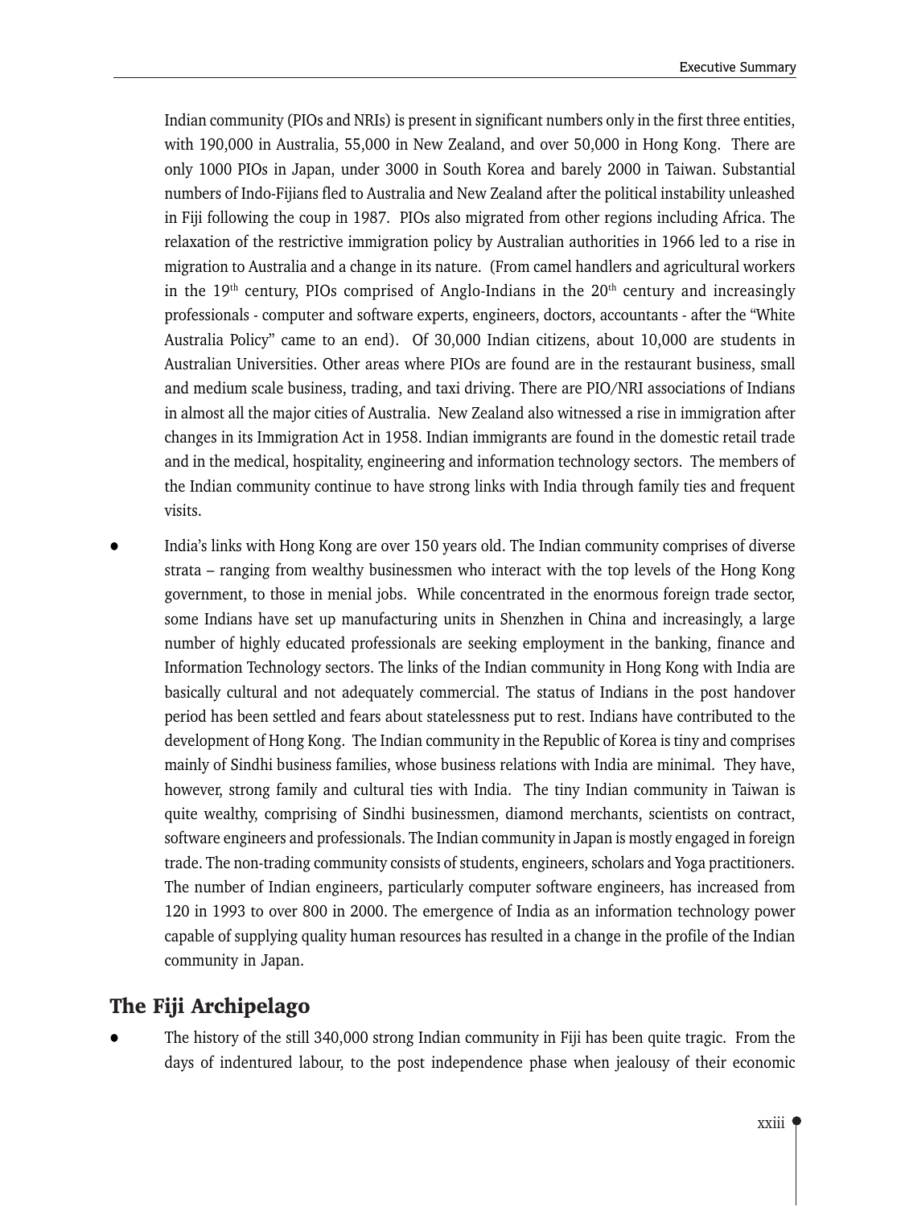Indian community (PIOs and NRIs) is present in significant numbers only in the first three entities, with 190,000 in Australia, 55,000 in New Zealand, and over 50,000 in Hong Kong. There are only 1000 PIOs in Japan, under 3000 in South Korea and barely 2000 in Taiwan. Substantial numbers of Indo-Fijians fled to Australia and New Zealand after the political instability unleashed in Fiji following the coup in 1987. PIOs also migrated from other regions including Africa. The relaxation of the restrictive immigration policy by Australian authorities in 1966 led to a rise in migration to Australia and a change in its nature. (From camel handlers and agricultural workers in the 19th century, PIOs comprised of Anglo-Indians in the 20th century and increasingly professionals - computer and software experts, engineers, doctors, accountants - after the "White Australia Policy" came to an end). Of 30,000 Indian citizens, about 10,000 are students in Australian Universities. Other areas where PIOs are found are in the restaurant business, small and medium scale business, trading, and taxi driving. There are PIO/NRI associations of Indians in almost all the major cities of Australia. New Zealand also witnessed a rise in immigration after changes in its Immigration Act in 1958. Indian immigrants are found in the domestic retail trade and in the medical, hospitality, engineering and information technology sectors. The members of the Indian community continue to have strong links with India through family ties and frequent visits.

- India's links with Hong Kong are over 150 years old. The Indian community comprises of diverse strata – ranging from wealthy businessmen who interact with the top levels of the Hong Kong government, to those in menial jobs. While concentrated in the enormous foreign trade sector, some Indians have set up manufacturing units in Shenzhen in China and increasingly, a large number of highly educated professionals are seeking employment in the banking, finance and Information Technology sectors. The links of the Indian community in Hong Kong with India are basically cultural and not adequately commercial. The status of Indians in the post handover period has been settled and fears about statelessness put to rest. Indians have contributed to the development of Hong Kong. The Indian community in the Republic of Korea is tiny and comprises mainly of Sindhi business families, whose business relations with India are minimal. They have, however, strong family and cultural ties with India. The tiny Indian community in Taiwan is quite wealthy, comprising of Sindhi businessmen, diamond merchants, scientists on contract, software engineers and professionals. The Indian community in Japan is mostly engaged in foreign trade. The non-trading community consists of students, engineers, scholars and Yoga practitioners. The number of Indian engineers, particularly computer software engineers, has increased from 120 in 1993 to over 800 in 2000. The emergence of India as an information technology power capable of supplying quality human resources has resulted in a change in the profile of the Indian community in Japan.

## The Fiji Archipelago

- The history of the still 340,000 strong Indian community in Fiji has been quite tragic. From the days of indentured labour, to the post independence phase when jealousy of their economic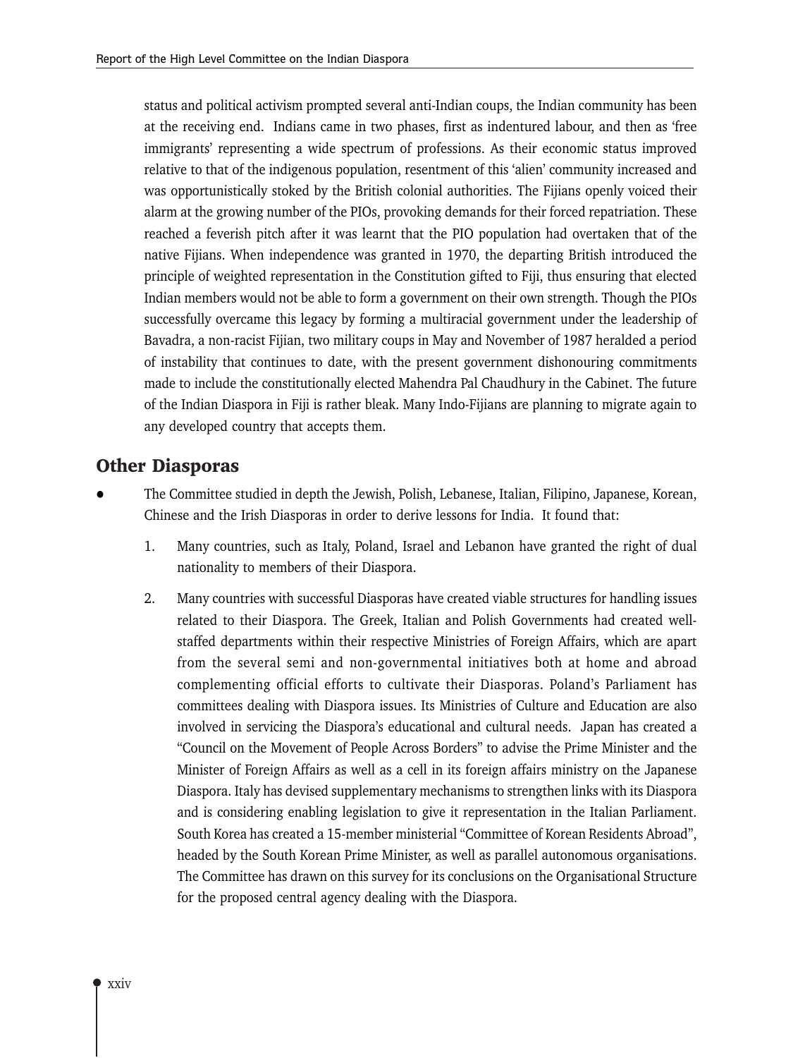status and political activism prompted several anti-Indian coups, the Indian community has been at the receiving end. Indians came in two phases, first as indentured labour, and then as 'free immigrants' representing a wide spectrum of professions. As their economic status improved relative to that of the indigenous population, resentment of this 'alien' community increased and was opportunistically stoked by the British colonial authorities. The Fijians openly voiced their alarm at the growing number of the PIOs, provoking demands for their forced repatriation. These reached a feverish pitch after it was learnt that the PIO population had overtaken that of the native Fijians. When independence was granted in 1970, the departing British introduced the principle of weighted representation in the Constitution gifted to Fiji, thus ensuring that elected Indian members would not be able to form a government on their own strength. Though the PIOs successfully overcame this legacy by forming a multiracial government under the leadership of Bavadra, a non-racist Fijian, two military coups in May and November of 1987 heralded a period of instability that continues to date, with the present government dishonouring commitments made to include the constitutionally elected Mahendra Pal Chaudhury in the Cabinet. The future of the Indian Diaspora in Fiji is rather bleak. Many Indo-Fijians are planning to migrate again to any developed country that accepts them.

## Other Diasporas

- The Committee studied in depth the Jewish, Polish, Lebanese, Italian, Filipino, Japanese, Korean, Chinese and the Irish Diasporas in order to derive lessons for India. It found that:

  1. Many countries, such as Italy, Poland, Israel and Lebanon have granted the right of dual nationality to members of their Diaspora.

  2. Many countries with successful Diasporas have created viable structures for handling issues related to their Diaspora. The Greek, Italian and Polish Governments had created well-staffed departments within their respective Ministries of Foreign Affairs, which are apart from the several semi and non-governmental initiatives both at home and abroad complementing official efforts to cultivate their Diasporas. Poland's Parliament has committees dealing with Diaspora issues. Its Ministries of Culture and Education are also involved in servicing the Diaspora's educational and cultural needs. Japan has created a "Council on the Movement of People Across Borders" to advise the Prime Minister and the Minister of Foreign Affairs as well as a cell in its foreign affairs ministry on the Japanese Diaspora. Italy has devised supplementary mechanisms to strengthen links with its Diaspora and is considering enabling legislation to give it representation in the Italian Parliament. South Korea has created a 15-member ministerial "Committee of Korean Residents Abroad", headed by the South Korean Prime Minister, as well as parallel autonomous organisations. The Committee has drawn on this survey for its conclusions on the Organisational Structure for the proposed central agency dealing with the Diaspora.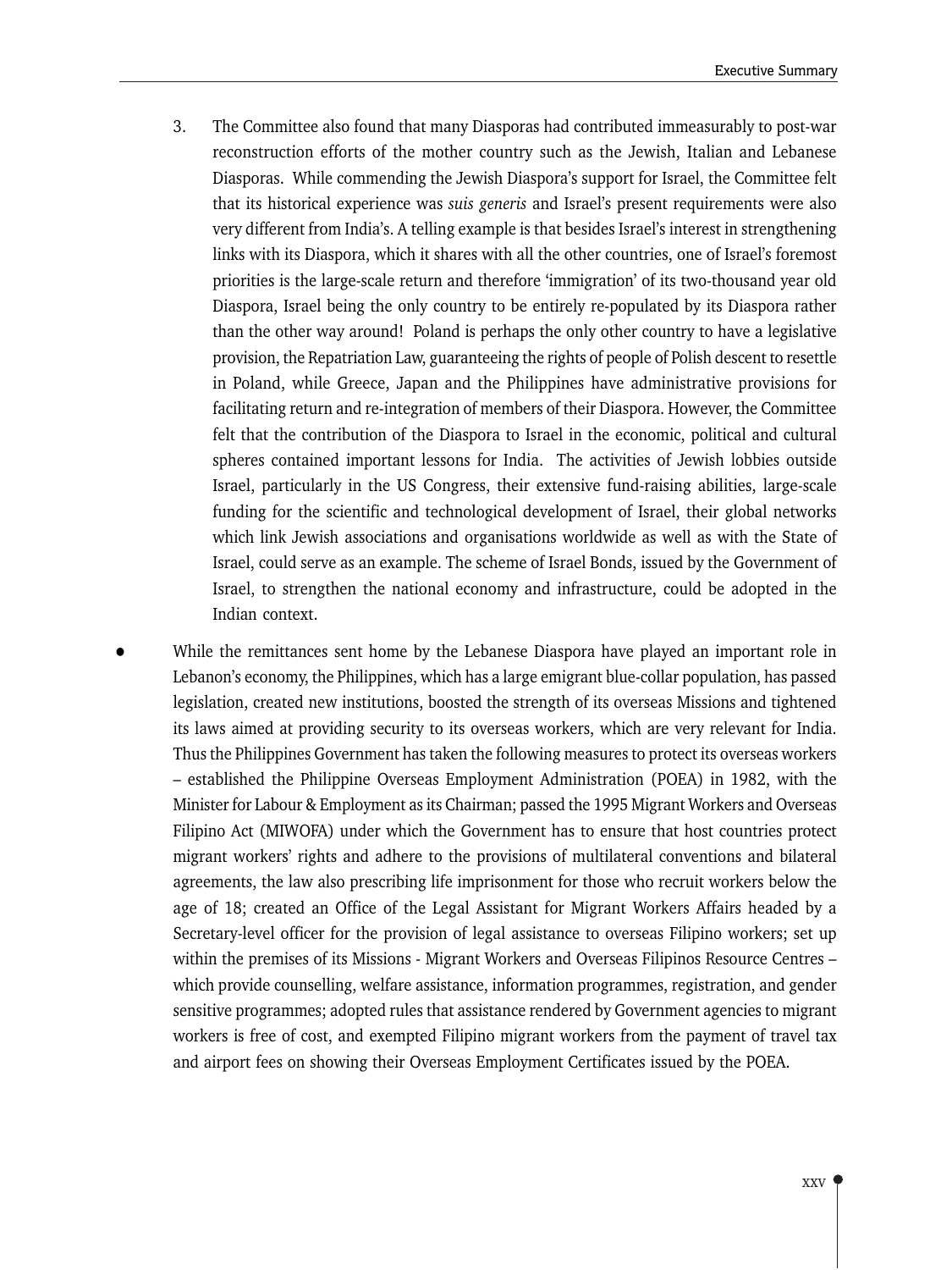3. The Committee also found that many Diasporas had contributed immeasurably to post-war reconstruction efforts of the mother country such as the Jewish, Italian and Lebanese Diasporas. While commending the Jewish Diaspora's support for Israel, the Committee felt that its historical experience was *suis generis* and Israel's present requirements were also very different from India's. A telling example is that besides Israel's interest in strengthening links with its Diaspora, which it shares with all the other countries, one of Israel's foremost priorities is the large-scale return and therefore 'immigration' of its two-thousand year old Diaspora, Israel being the only country to be entirely re-populated by its Diaspora rather than the other way around! Poland is perhaps the only other country to have a legislative provision, the Repatriation Law, guaranteeing the rights of people of Polish descent to resettle in Poland, while Greece, Japan and the Philippines have administrative provisions for facilitating return and re-integration of members of their Diaspora. However, the Committee felt that the contribution of the Diaspora to Israel in the economic, political and cultural spheres contained important lessons for India. The activities of Jewish lobbies outside Israel, particularly in the US Congress, their extensive fund-raising abilities, large-scale funding for the scientific and technological development of Israel, their global networks which link Jewish associations and organisations worldwide as well as with the State of Israel, could serve as an example. The scheme of Israel Bonds, issued by the Government of Israel, to strengthen the national economy and infrastructure, could be adopted in the Indian context.

- While the remittances sent home by the Lebanese Diaspora have played an important role in Lebanon's economy, the Philippines, which has a large emigrant blue-collar population, has passed legislation, created new institutions, boosted the strength of its overseas Missions and tightened its laws aimed at providing security to its overseas workers, which are very relevant for India. Thus the Philippines Government has taken the following measures to protect its overseas workers – established the Philippine Overseas Employment Administration (POEA) in 1982, with the Minister for Labour & Employment as its Chairman; passed the 1995 Migrant Workers and Overseas Filipino Act (MIWOFA) under which the Government has to ensure that host countries protect migrant workers' rights and adhere to the provisions of multilateral conventions and bilateral agreements, the law also prescribing life imprisonment for those who recruit workers below the age of 18; created an Office of the Legal Assistant for Migrant Workers Affairs headed by a Secretary-level officer for the provision of legal assistance to overseas Filipino workers; set up within the premises of its Missions - Migrant Workers and Overseas Filipinos Resource Centres – which provide counselling, welfare assistance, information programmes, registration, and gender sensitive programmes; adopted rules that assistance rendered by Government agencies to migrant workers is free of cost, and exempted Filipino migrant workers from the payment of travel tax and airport fees on showing their Overseas Employment Certificates issued by the POEA.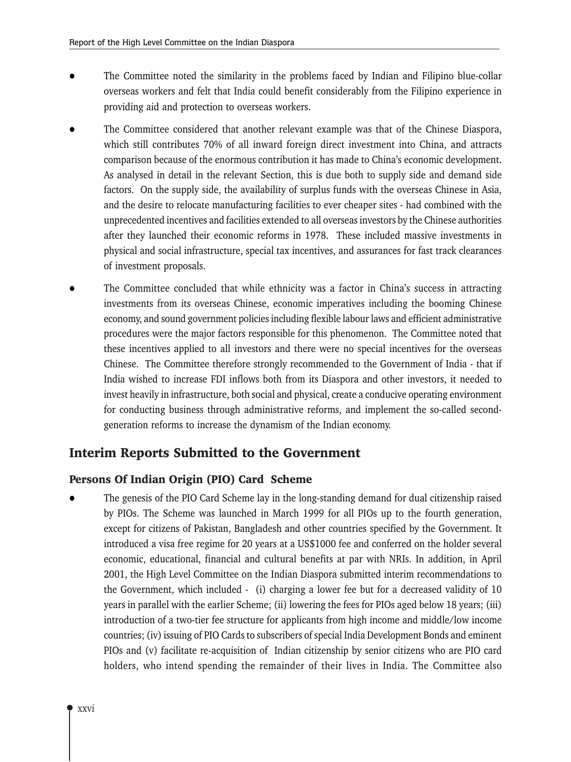- The Committee noted the similarity in the problems faced by Indian and Filipino blue-collar overseas workers and felt that India could benefit considerably from the Filipino experience in providing aid and protection to overseas workers.

- The Committee considered that another relevant example was that of the Chinese Diaspora, which still contributes 70% of all inward foreign direct investment into China, and attracts comparison because of the enormous contribution it has made to China's economic development. As analysed in detail in the relevant Section, this is due both to supply side and demand side factors. On the supply side, the availability of surplus funds with the overseas Chinese in Asia, and the desire to relocate manufacturing facilities to ever cheaper sites - had combined with the unprecedented incentives and facilities extended to all overseas investors by the Chinese authorities after they launched their economic reforms in 1978. These included massive investments in physical and social infrastructure, special tax incentives, and assurances for fast track clearances of investment proposals.

- The Committee concluded that while ethnicity was a factor in China's success in attracting investments from its overseas Chinese, economic imperatives including the booming Chinese economy, and sound government policies including flexible labour laws and efficient administrative procedures were the major factors responsible for this phenomenon. The Committee noted that these incentives applied to all investors and there were no special incentives for the overseas Chinese. The Committee therefore strongly recommended to the Government of India - that if India wished to increase FDI inflows both from its Diaspora and other investors, it needed to invest heavily in infrastructure, both social and physical, create a conducive operating environment for conducting business through administrative reforms, and implement the so-called second-generation reforms to increase the dynamism of the Indian economy.

## Interim Reports Submitted to the Government

### Persons Of Indian Origin (PIO) Card Scheme

- The genesis of the PIO Card Scheme lay in the long-standing demand for dual citizenship raised by PIOs. The Scheme was launched in March 1999 for all PIOs up to the fourth generation, except for citizens of Pakistan, Bangladesh and other countries specified by the Government. It introduced a visa free regime for 20 years at a US$1000 fee and conferred on the holder several economic, educational, financial and cultural benefits at par with NRIs. In addition, in April 2001, the High Level Committee on the Indian Diaspora submitted interim recommendations to the Government, which included - (i) charging a lower fee but for a decreased validity of 10 years in parallel with the earlier Scheme; (ii) lowering the fees for PIOs aged below 18 years; (iii) introduction of a two-tier fee structure for applicants from high income and middle/low income countries; (iv) issuing of PIO Cards to subscribers of special India Development Bonds and eminent PIOs and (v) facilitate re-acquisition of Indian citizenship by senior citizens who are PIO card holders, who intend spending the remainder of their lives in India. The Committee also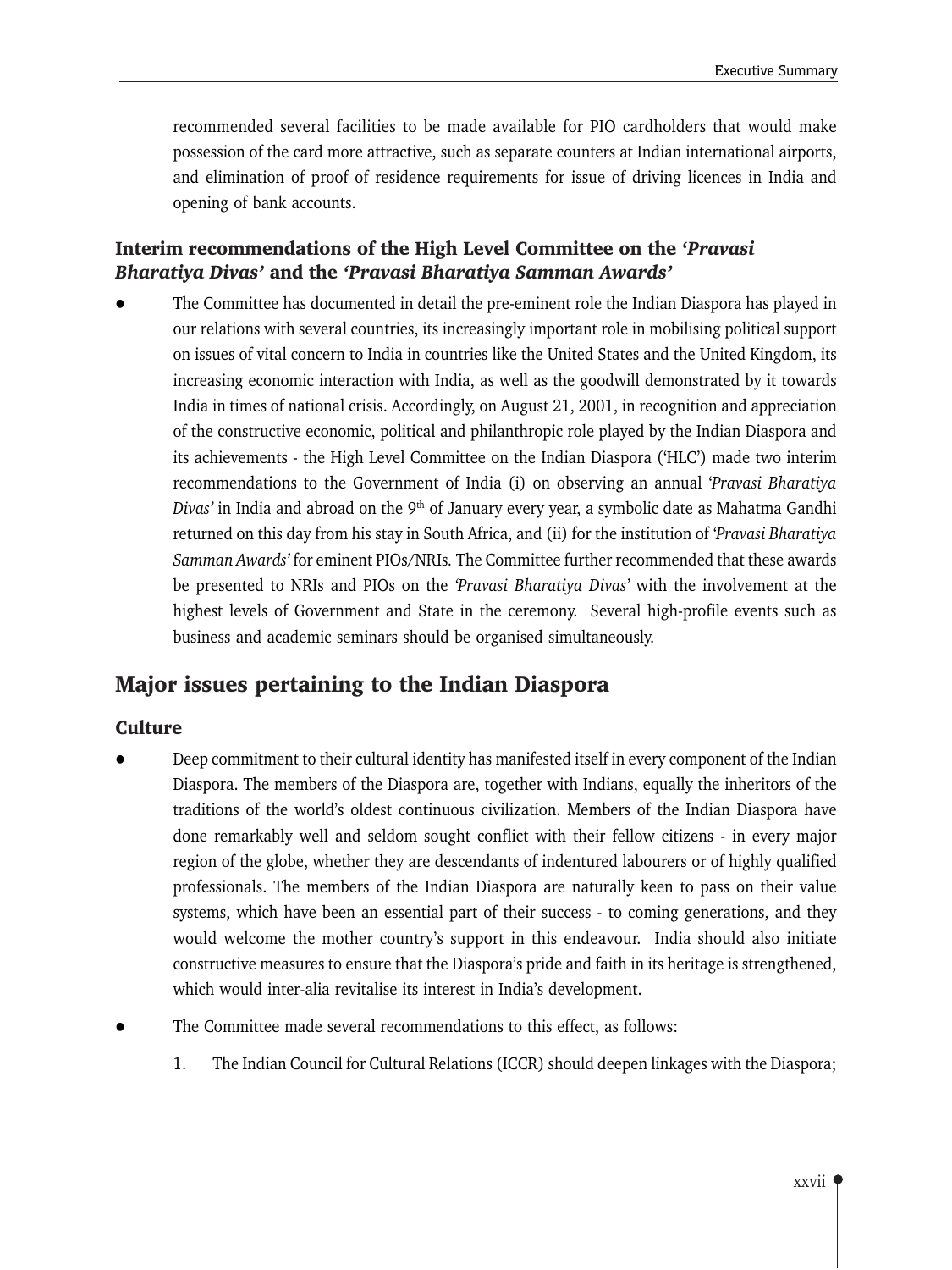recommended several facilities to be made available for PIO cardholders that would make possession of the card more attractive, such as separate counters at Indian international airports, and elimination of proof of residence requirements for issue of driving licences in India and opening of bank accounts.

### Interim recommendations of the High Level Committee on the *'Pravasi Bharatiya Divas'* and the *'Pravasi Bharatiya Samman Awards'*

- The Committee has documented in detail the pre-eminent role the Indian Diaspora has played in our relations with several countries, its increasingly important role in mobilising political support on issues of vital concern to India in countries like the United States and the United Kingdom, its increasing economic interaction with India, as well as the goodwill demonstrated by it towards India in times of national crisis. Accordingly, on August 21, 2001, in recognition and appreciation of the constructive economic, political and philanthropic role played by the Indian Diaspora and its achievements - the High Level Committee on the Indian Diaspora ('HLC') made two interim recommendations to the Government of India (i) on observing an annual *'Pravasi Bharatiya Divas'* in India and abroad on the 9th of January every year, a symbolic date as Mahatma Gandhi returned on this day from his stay in South Africa, and (ii) for the institution of *'Pravasi Bharatiya Samman Awards'* for eminent PIOs/NRIs. The Committee further recommended that these awards be presented to NRIs and PIOs on the *'Pravasi Bharatiya Divas'* with the involvement at the highest levels of Government and State in the ceremony. Several high-profile events such as business and academic seminars should be organised simultaneously.

## Major issues pertaining to the Indian Diaspora

### Culture

- Deep commitment to their cultural identity has manifested itself in every component of the Indian Diaspora. The members of the Diaspora are, together with Indians, equally the inheritors of the traditions of the world's oldest continuous civilization. Members of the Indian Diaspora have done remarkably well and seldom sought conflict with their fellow citizens - in every major region of the globe, whether they are descendants of indentured labourers or of highly qualified professionals. The members of the Indian Diaspora are naturally keen to pass on their value systems, which have been an essential part of their success - to coming generations, and they would welcome the mother country's support in this endeavour. India should also initiate constructive measures to ensure that the Diaspora's pride and faith in its heritage is strengthened, which would inter-alia revitalise its interest in India's development.

- The Committee made several recommendations to this effect, as follows:

    1. The Indian Council for Cultural Relations (ICCR) should deepen linkages with the Diaspora;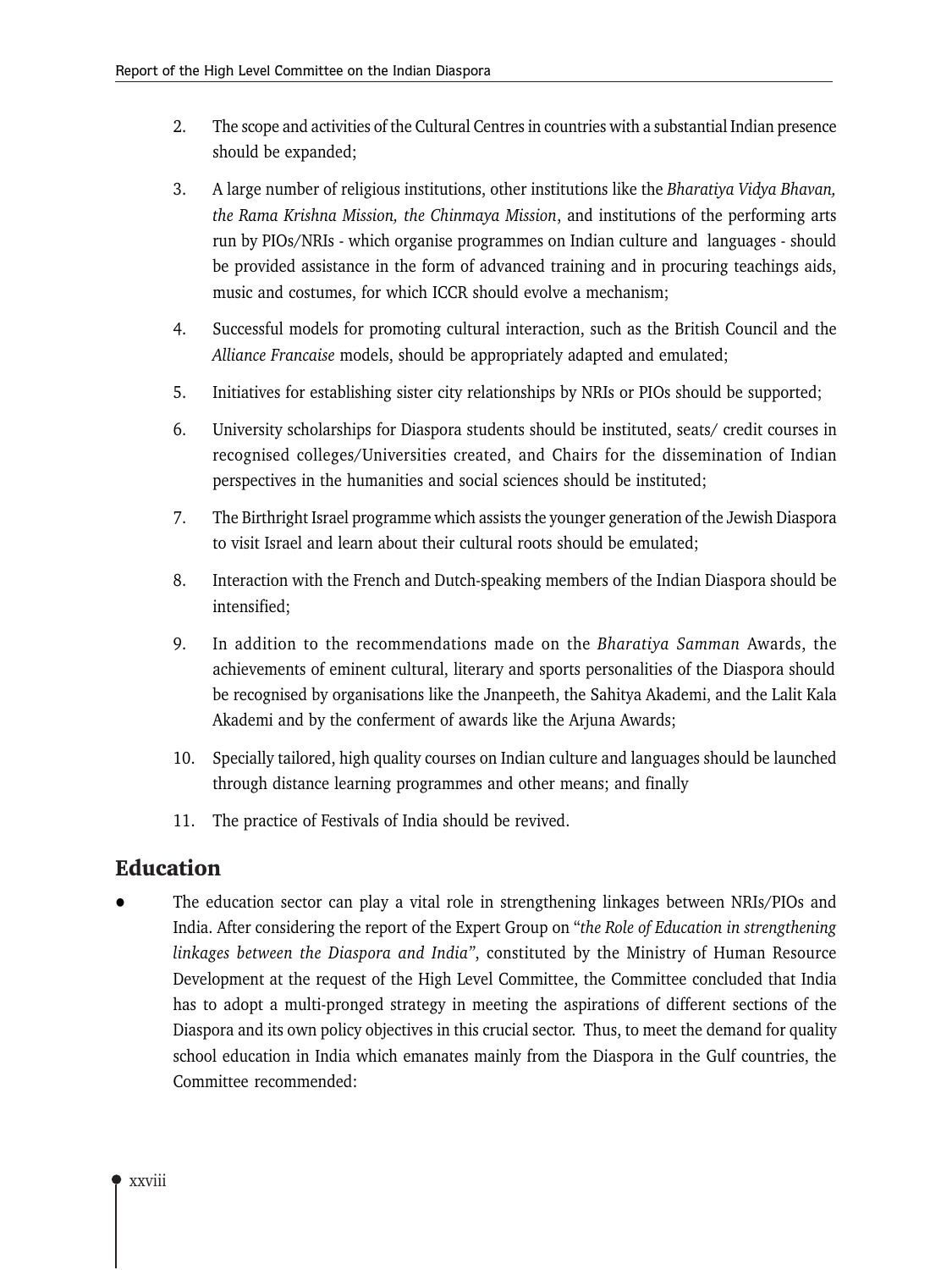2. The scope and activities of the Cultural Centres in countries with a substantial Indian presence should be expanded;

3. A large number of religious institutions, other institutions like the *Bharatiya Vidya Bhavan, the Rama Krishna Mission, the Chinmaya Mission*, and institutions of the performing arts run by PIOs/NRIs - which organise programmes on Indian culture and languages - should be provided assistance in the form of advanced training and in procuring teachings aids, music and costumes, for which ICCR should evolve a mechanism;

4. Successful models for promoting cultural interaction, such as the British Council and the *Alliance Francaise* models, should be appropriately adapted and emulated;

5. Initiatives for establishing sister city relationships by NRIs or PIOs should be supported;

6. University scholarships for Diaspora students should be instituted, seats/ credit courses in recognised colleges/Universities created, and Chairs for the dissemination of Indian perspectives in the humanities and social sciences should be instituted;

7. The Birthright Israel programme which assists the younger generation of the Jewish Diaspora to visit Israel and learn about their cultural roots should be emulated;

8. Interaction with the French and Dutch-speaking members of the Indian Diaspora should be intensified;

9. In addition to the recommendations made on the *Bharatiya Samman* Awards, the achievements of eminent cultural, literary and sports personalities of the Diaspora should be recognised by organisations like the Jnanpeeth, the Sahitya Akademi, and the Lalit Kala Akademi and by the conferment of awards like the Arjuna Awards;

10. Specially tailored, high quality courses on Indian culture and languages should be launched through distance learning programmes and other means; and finally

11. The practice of Festivals of India should be revived.

## Education

- The education sector can play a vital role in strengthening linkages between NRIs/PIOs and India. After considering the report of the Expert Group on "*the Role of Education in strengthening linkages between the Diaspora and India"*, constituted by the Ministry of Human Resource Development at the request of the High Level Committee, the Committee concluded that India has to adopt a multi-pronged strategy in meeting the aspirations of different sections of the Diaspora and its own policy objectives in this crucial sector. Thus, to meet the demand for quality school education in India which emanates mainly from the Diaspora in the Gulf countries, the Committee recommended: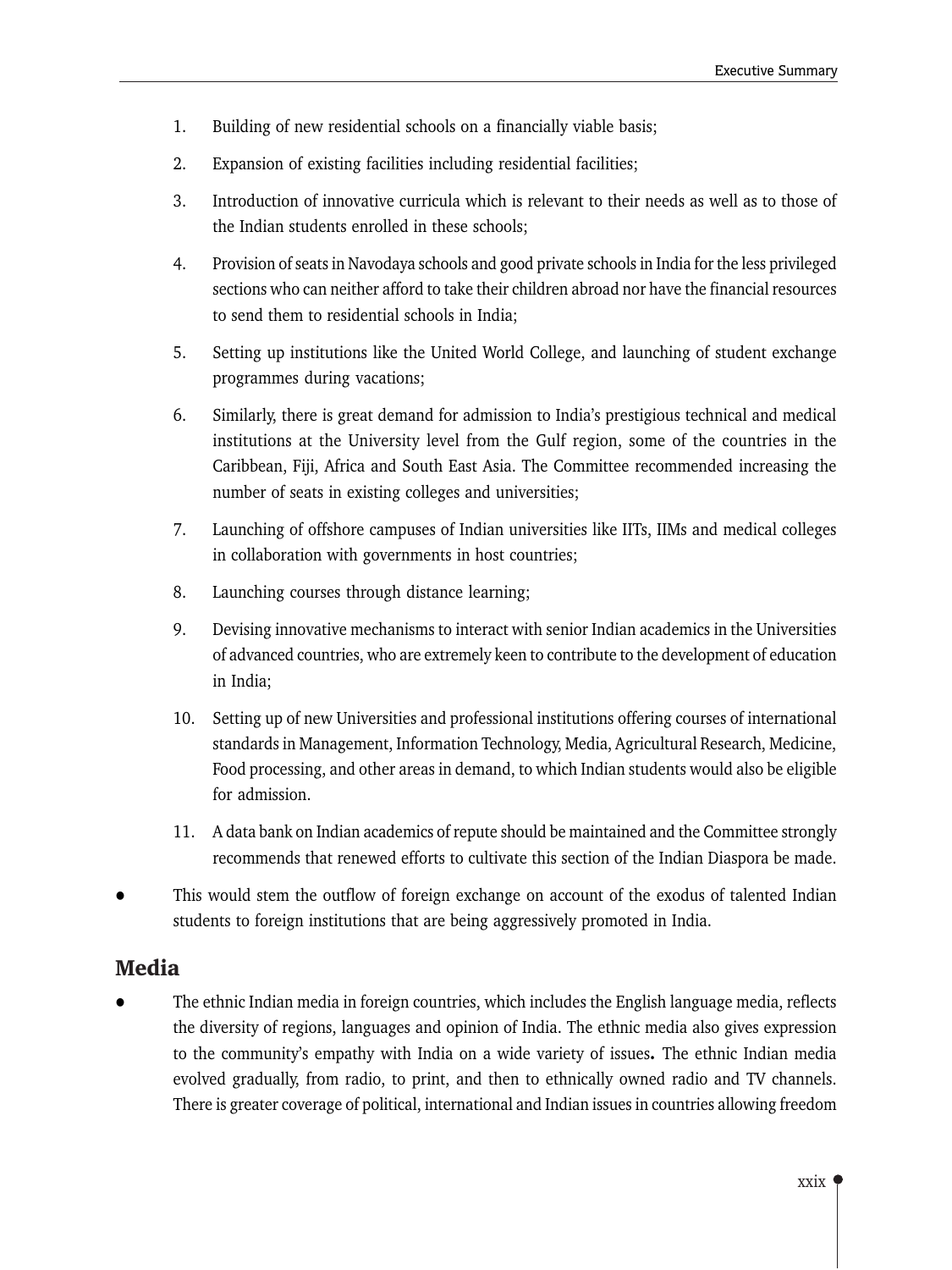1. Building of new residential schools on a financially viable basis;
2. Expansion of existing facilities including residential facilities;
3. Introduction of innovative curricula which is relevant to their needs as well as to those of the Indian students enrolled in these schools;
4. Provision of seats in Navodaya schools and good private schools in India for the less privileged sections who can neither afford to take their children abroad nor have the financial resources to send them to residential schools in India;
5. Setting up institutions like the United World College, and launching of student exchange programmes during vacations;
6. Similarly, there is great demand for admission to India's prestigious technical and medical institutions at the University level from the Gulf region, some of the countries in the Caribbean, Fiji, Africa and South East Asia. The Committee recommended increasing the number of seats in existing colleges and universities;
7. Launching of offshore campuses of Indian universities like IITs, IIMs and medical colleges in collaboration with governments in host countries;
8. Launching courses through distance learning;
9. Devising innovative mechanisms to interact with senior Indian academics in the Universities of advanced countries, who are extremely keen to contribute to the development of education in India;
10. Setting up of new Universities and professional institutions offering courses of international standards in Management, Information Technology, Media, Agricultural Research, Medicine, Food processing, and other areas in demand, to which Indian students would also be eligible for admission.
11. A data bank on Indian academics of repute should be maintained and the Committee strongly recommends that renewed efforts to cultivate this section of the Indian Diaspora be made.

- This would stem the outflow of foreign exchange on account of the exodus of talented Indian students to foreign institutions that are being aggressively promoted in India.

## Media

- The ethnic Indian media in foreign countries, which includes the English language media, reflects the diversity of regions, languages and opinion of India. The ethnic media also gives expression to the community's empathy with India on a wide variety of issues**.** The ethnic Indian media evolved gradually, from radio, to print, and then to ethnically owned radio and TV channels. There is greater coverage of political, international and Indian issues in countries allowing freedom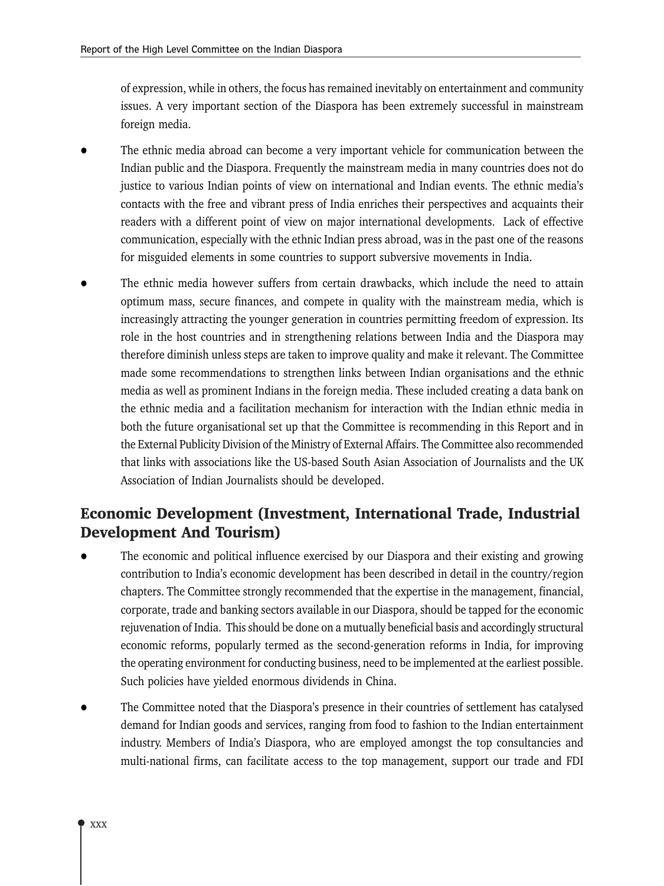of expression, while in others, the focus has remained inevitably on entertainment and community issues. A very important section of the Diaspora has been extremely successful in mainstream foreign media.

- The ethnic media abroad can become a very important vehicle for communication between the Indian public and the Diaspora. Frequently the mainstream media in many countries does not do justice to various Indian points of view on international and Indian events. The ethnic media's contacts with the free and vibrant press of India enriches their perspectives and acquaints their readers with a different point of view on major international developments. Lack of effective communication, especially with the ethnic Indian press abroad, was in the past one of the reasons for misguided elements in some countries to support subversive movements in India.

- The ethnic media however suffers from certain drawbacks, which include the need to attain optimum mass, secure finances, and compete in quality with the mainstream media, which is increasingly attracting the younger generation in countries permitting freedom of expression. Its role in the host countries and in strengthening relations between India and the Diaspora may therefore diminish unless steps are taken to improve quality and make it relevant. The Committee made some recommendations to strengthen links between Indian organisations and the ethnic media as well as prominent Indians in the foreign media. These included creating a data bank on the ethnic media and a facilitation mechanism for interaction with the Indian ethnic media in both the future organisational set up that the Committee is recommending in this Report and in the External Publicity Division of the Ministry of External Affairs. The Committee also recommended that links with associations like the US-based South Asian Association of Journalists and the UK Association of Indian Journalists should be developed.

## Economic Development (Investment, International Trade, Industrial Development And Tourism)

- The economic and political influence exercised by our Diaspora and their existing and growing contribution to India's economic development has been described in detail in the country/region chapters. The Committee strongly recommended that the expertise in the management, financial, corporate, trade and banking sectors available in our Diaspora, should be tapped for the economic rejuvenation of India. This should be done on a mutually beneficial basis and accordingly structural economic reforms, popularly termed as the second-generation reforms in India, for improving the operating environment for conducting business, need to be implemented at the earliest possible. Such policies have yielded enormous dividends in China.

- The Committee noted that the Diaspora's presence in their countries of settlement has catalysed demand for Indian goods and services, ranging from food to fashion to the Indian entertainment industry. Members of India's Diaspora, who are employed amongst the top consultancies and multi-national firms, can facilitate access to the top management, support our trade and FDI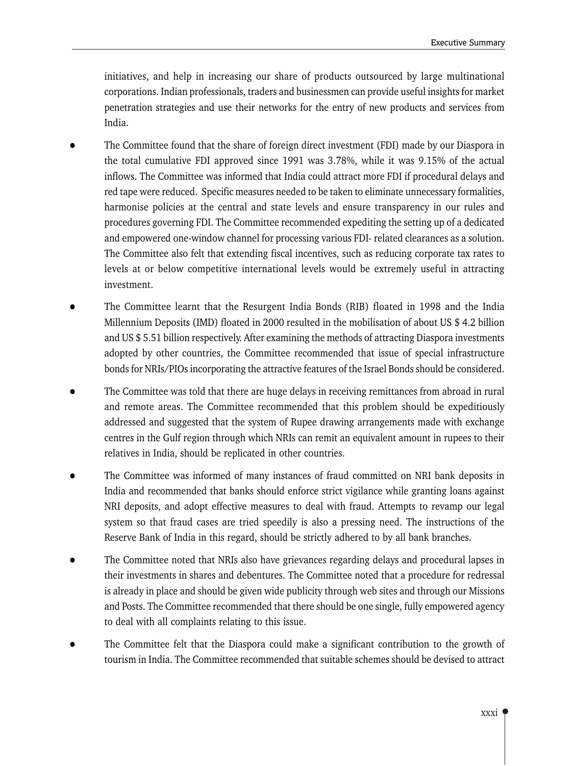initiatives, and help in increasing our share of products outsourced by large multinational corporations. Indian professionals, traders and businessmen can provide useful insights for market penetration strategies and use their networks for the entry of new products and services from India.

- The Committee found that the share of foreign direct investment (FDI) made by our Diaspora in the total cumulative FDI approved since 1991 was 3.78%, while it was 9.15% of the actual inflows. The Committee was informed that India could attract more FDI if procedural delays and red tape were reduced. Specific measures needed to be taken to eliminate unnecessary formalities, harmonise policies at the central and state levels and ensure transparency in our rules and procedures governing FDI. The Committee recommended expediting the setting up of a dedicated and empowered one-window channel for processing various FDI- related clearances as a solution. The Committee also felt that extending fiscal incentives, such as reducing corporate tax rates to levels at or below competitive international levels would be extremely useful in attracting investment.

- The Committee learnt that the Resurgent India Bonds (RIB) floated in 1998 and the India Millennium Deposits (IMD) floated in 2000 resulted in the mobilisation of about US $ 4.2 billion and US $ 5.51 billion respectively. After examining the methods of attracting Diaspora investments adopted by other countries, the Committee recommended that issue of special infrastructure bonds for NRIs/PIOs incorporating the attractive features of the Israel Bonds should be considered.

- The Committee was told that there are huge delays in receiving remittances from abroad in rural and remote areas. The Committee recommended that this problem should be expeditiously addressed and suggested that the system of Rupee drawing arrangements made with exchange centres in the Gulf region through which NRIs can remit an equivalent amount in rupees to their relatives in India, should be replicated in other countries.

- The Committee was informed of many instances of fraud committed on NRI bank deposits in India and recommended that banks should enforce strict vigilance while granting loans against NRI deposits, and adopt effective measures to deal with fraud. Attempts to revamp our legal system so that fraud cases are tried speedily is also a pressing need. The instructions of the Reserve Bank of India in this regard, should be strictly adhered to by all bank branches.

- The Committee noted that NRIs also have grievances regarding delays and procedural lapses in their investments in shares and debentures. The Committee noted that a procedure for redressal is already in place and should be given wide publicity through web sites and through our Missions and Posts. The Committee recommended that there should be one single, fully empowered agency to deal with all complaints relating to this issue.

- The Committee felt that the Diaspora could make a significant contribution to the growth of tourism in India. The Committee recommended that suitable schemes should be devised to attract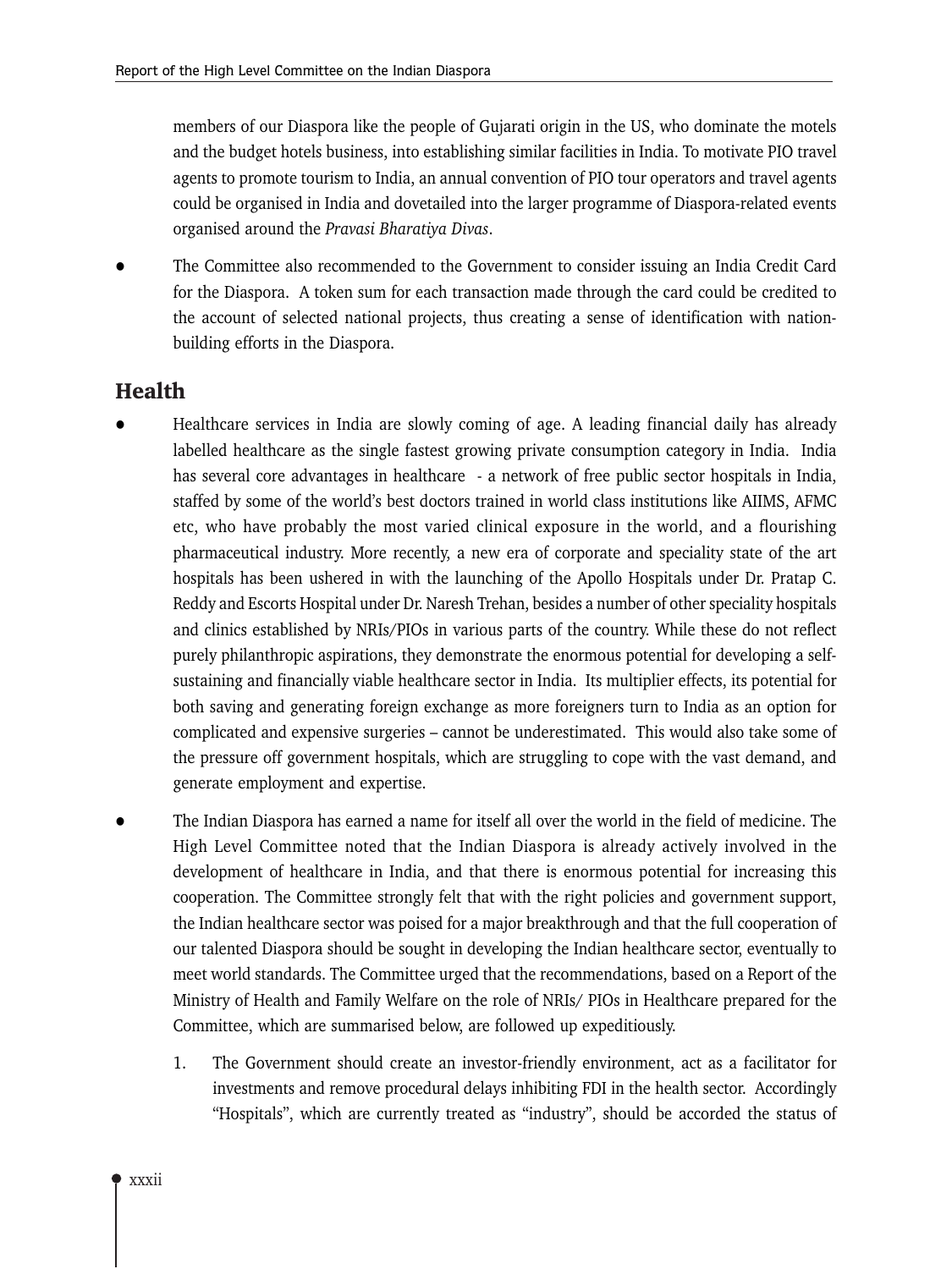members of our Diaspora like the people of Gujarati origin in the US, who dominate the motels and the budget hotels business, into establishing similar facilities in India. To motivate PIO travel agents to promote tourism to India, an annual convention of PIO tour operators and travel agents could be organised in India and dovetailed into the larger programme of Diaspora-related events organised around the *Pravasi Bharatiya Divas*.

- The Committee also recommended to the Government to consider issuing an India Credit Card for the Diaspora. A token sum for each transaction made through the card could be credited to the account of selected national projects, thus creating a sense of identification with nation-building efforts in the Diaspora.

## Health

- Healthcare services in India are slowly coming of age. A leading financial daily has already labelled healthcare as the single fastest growing private consumption category in India. India has several core advantages in healthcare - a network of free public sector hospitals in India, staffed by some of the world's best doctors trained in world class institutions like AIIMS, AFMC etc, who have probably the most varied clinical exposure in the world, and a flourishing pharmaceutical industry. More recently, a new era of corporate and speciality state of the art hospitals has been ushered in with the launching of the Apollo Hospitals under Dr. Pratap C. Reddy and Escorts Hospital under Dr. Naresh Trehan, besides a number of other speciality hospitals and clinics established by NRIs/PIOs in various parts of the country. While these do not reflect purely philanthropic aspirations, they demonstrate the enormous potential for developing a self-sustaining and financially viable healthcare sector in India. Its multiplier effects, its potential for both saving and generating foreign exchange as more foreigners turn to India as an option for complicated and expensive surgeries – cannot be underestimated. This would also take some of the pressure off government hospitals, which are struggling to cope with the vast demand, and generate employment and expertise.

- The Indian Diaspora has earned a name for itself all over the world in the field of medicine. The High Level Committee noted that the Indian Diaspora is already actively involved in the development of healthcare in India, and that there is enormous potential for increasing this cooperation. The Committee strongly felt that with the right policies and government support, the Indian healthcare sector was poised for a major breakthrough and that the full cooperation of our talented Diaspora should be sought in developing the Indian healthcare sector, eventually to meet world standards. The Committee urged that the recommendations, based on a Report of the Ministry of Health and Family Welfare on the role of NRIs/ PIOs in Healthcare prepared for the Committee, which are summarised below, are followed up expeditiously.

  1. The Government should create an investor-friendly environment, act as a facilitator for investments and remove procedural delays inhibiting FDI in the health sector. Accordingly "Hospitals", which are currently treated as "industry", should be accorded the status of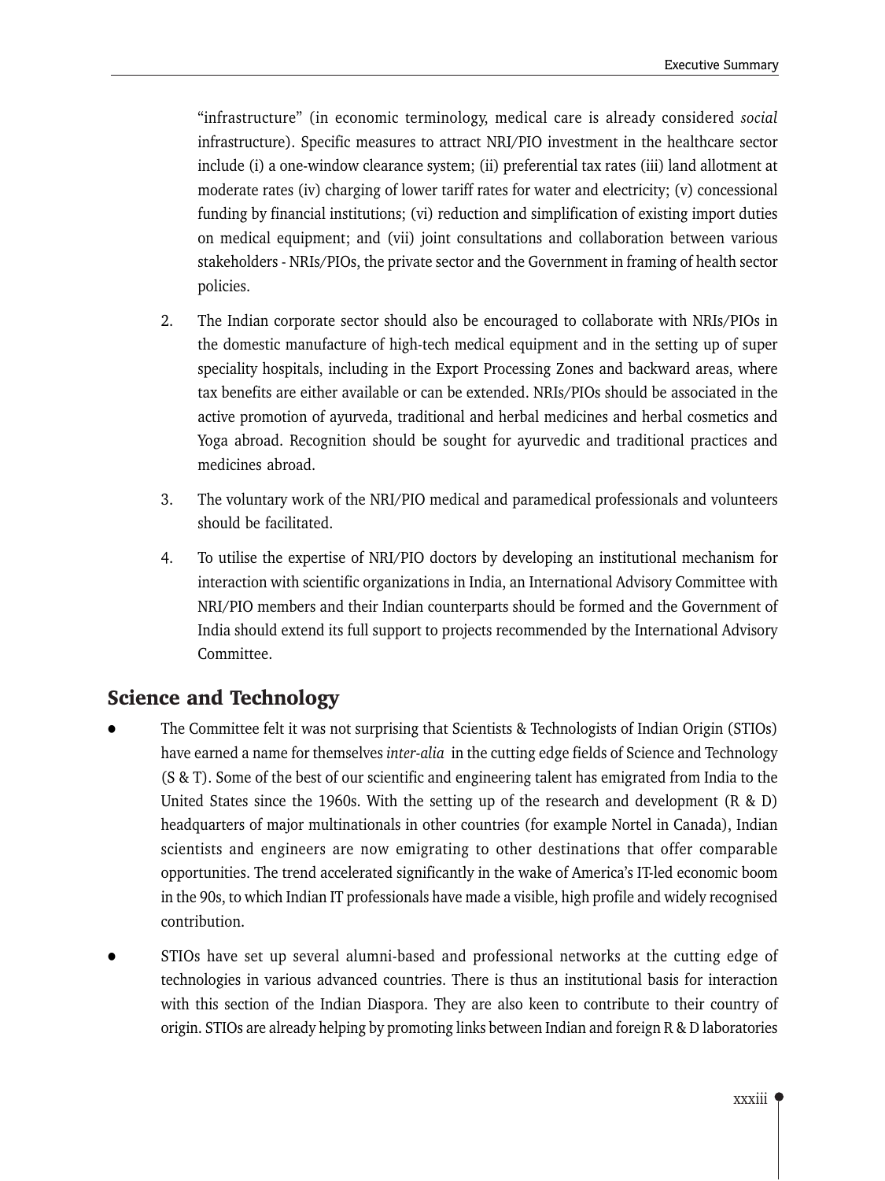"infrastructure" (in economic terminology, medical care is already considered *social* infrastructure). Specific measures to attract NRI/PIO investment in the healthcare sector include (i) a one-window clearance system; (ii) preferential tax rates (iii) land allotment at moderate rates (iv) charging of lower tariff rates for water and electricity; (v) concessional funding by financial institutions; (vi) reduction and simplification of existing import duties on medical equipment; and (vii) joint consultations and collaboration between various stakeholders - NRIs/PIOs, the private sector and the Government in framing of health sector policies.

2. The Indian corporate sector should also be encouraged to collaborate with NRIs/PIOs in the domestic manufacture of high-tech medical equipment and in the setting up of super speciality hospitals, including in the Export Processing Zones and backward areas, where tax benefits are either available or can be extended. NRIs/PIOs should be associated in the active promotion of ayurveda, traditional and herbal medicines and herbal cosmetics and Yoga abroad. Recognition should be sought for ayurvedic and traditional practices and medicines abroad.

3. The voluntary work of the NRI/PIO medical and paramedical professionals and volunteers should be facilitated.

4. To utilise the expertise of NRI/PIO doctors by developing an institutional mechanism for interaction with scientific organizations in India, an International Advisory Committee with NRI/PIO members and their Indian counterparts should be formed and the Government of India should extend its full support to projects recommended by the International Advisory Committee.

## Science and Technology

- The Committee felt it was not surprising that Scientists & Technologists of Indian Origin (STIOs) have earned a name for themselves *inter-alia* in the cutting edge fields of Science and Technology (S & T). Some of the best of our scientific and engineering talent has emigrated from India to the United States since the 1960s. With the setting up of the research and development (R & D) headquarters of major multinationals in other countries (for example Nortel in Canada), Indian scientists and engineers are now emigrating to other destinations that offer comparable opportunities. The trend accelerated significantly in the wake of America's IT-led economic boom in the 90s, to which Indian IT professionals have made a visible, high profile and widely recognised contribution.

- STIOs have set up several alumni-based and professional networks at the cutting edge of technologies in various advanced countries. There is thus an institutional basis for interaction with this section of the Indian Diaspora. They are also keen to contribute to their country of origin. STIOs are already helping by promoting links between Indian and foreign R & D laboratories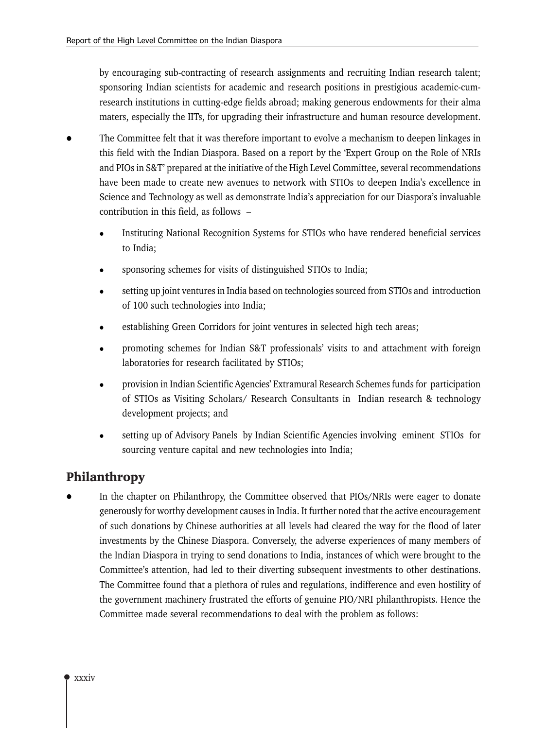by encouraging sub-contracting of research assignments and recruiting Indian research talent; sponsoring Indian scientists for academic and research positions in prestigious academic-cum-research institutions in cutting-edge fields abroad; making generous endowments for their alma maters, especially the IITs, for upgrading their infrastructure and human resource development.

- The Committee felt that it was therefore important to evolve a mechanism to deepen linkages in this field with the Indian Diaspora. Based on a report by the 'Expert Group on the Role of NRIs and PIOs in S&T' prepared at the initiative of the High Level Committee, several recommendations have been made to create new avenues to network with STIOs to deepen India's excellence in Science and Technology as well as demonstrate India's appreciation for our Diaspora's invaluable contribution in this field, as follows –
  - Instituting National Recognition Systems for STIOs who have rendered beneficial services to India;
  - sponsoring schemes for visits of distinguished STIOs to India;
  - setting up joint ventures in India based on technologies sourced from STIOs and introduction of 100 such technologies into India;
  - establishing Green Corridors for joint ventures in selected high tech areas;
  - promoting schemes for Indian S&T professionals' visits to and attachment with foreign laboratories for research facilitated by STIOs;
  - provision in Indian Scientific Agencies' Extramural Research Schemes funds for participation of STIOs as Visiting Scholars/ Research Consultants in Indian research & technology development projects; and
  - setting up of Advisory Panels by Indian Scientific Agencies involving eminent STIOs for sourcing venture capital and new technologies into India;

## Philanthropy

- In the chapter on Philanthropy, the Committee observed that PIOs/NRIs were eager to donate generously for worthy development causes in India. It further noted that the active encouragement of such donations by Chinese authorities at all levels had cleared the way for the flood of later investments by the Chinese Diaspora. Conversely, the adverse experiences of many members of the Indian Diaspora in trying to send donations to India, instances of which were brought to the Committee's attention, had led to their diverting subsequent investments to other destinations. The Committee found that a plethora of rules and regulations, indifference and even hostility of the government machinery frustrated the efforts of genuine PIO/NRI philanthropists. Hence the Committee made several recommendations to deal with the problem as follows: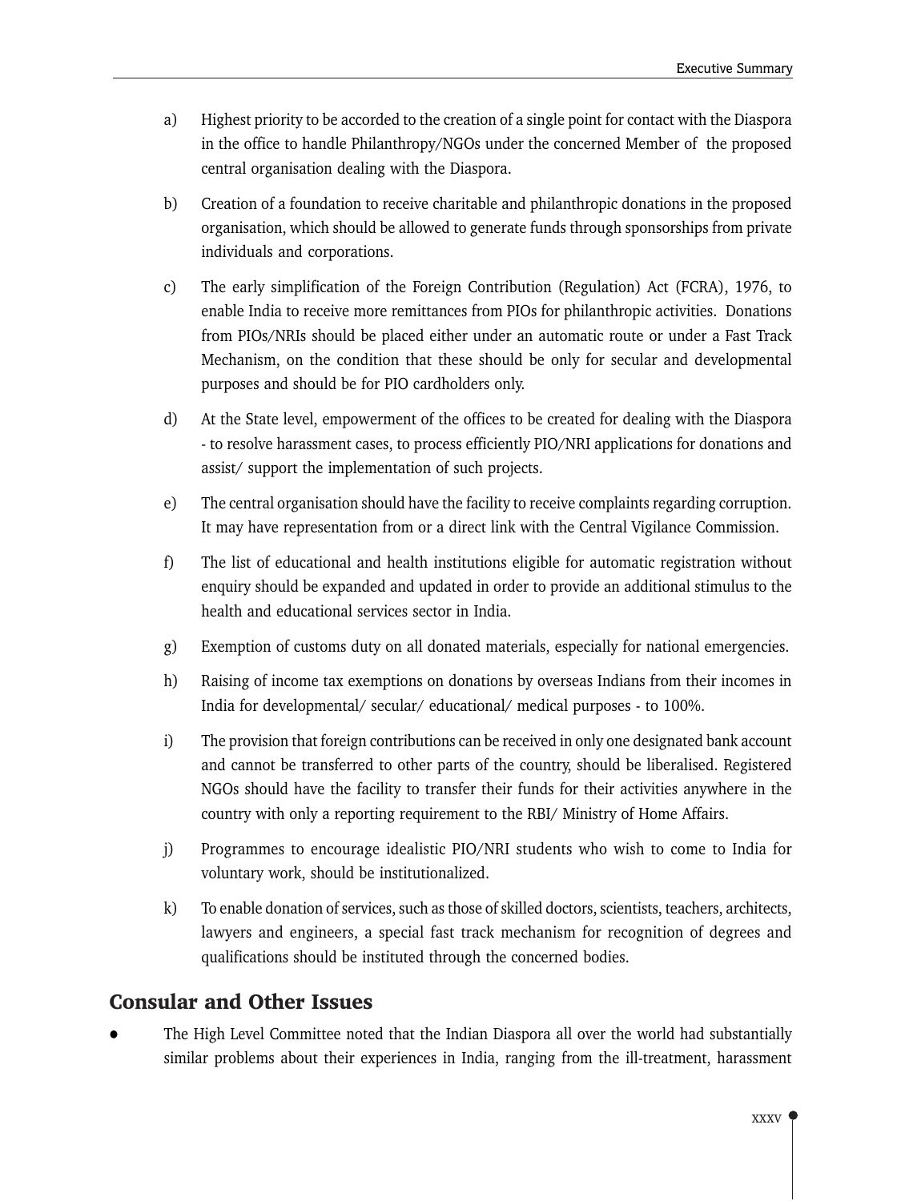a) Highest priority to be accorded to the creation of a single point for contact with the Diaspora in the office to handle Philanthropy/NGOs under the concerned Member of the proposed central organisation dealing with the Diaspora.

b) Creation of a foundation to receive charitable and philanthropic donations in the proposed organisation, which should be allowed to generate funds through sponsorships from private individuals and corporations.

c) The early simplification of the Foreign Contribution (Regulation) Act (FCRA), 1976, to enable India to receive more remittances from PIOs for philanthropic activities. Donations from PIOs/NRIs should be placed either under an automatic route or under a Fast Track Mechanism, on the condition that these should be only for secular and developmental purposes and should be for PIO cardholders only.

d) At the State level, empowerment of the offices to be created for dealing with the Diaspora - to resolve harassment cases, to process efficiently PIO/NRI applications for donations and assist/ support the implementation of such projects.

e) The central organisation should have the facility to receive complaints regarding corruption. It may have representation from or a direct link with the Central Vigilance Commission.

f) The list of educational and health institutions eligible for automatic registration without enquiry should be expanded and updated in order to provide an additional stimulus to the health and educational services sector in India.

g) Exemption of customs duty on all donated materials, especially for national emergencies.

h) Raising of income tax exemptions on donations by overseas Indians from their incomes in India for developmental/ secular/ educational/ medical purposes - to 100%.

i) The provision that foreign contributions can be received in only one designated bank account and cannot be transferred to other parts of the country, should be liberalised. Registered NGOs should have the facility to transfer their funds for their activities anywhere in the country with only a reporting requirement to the RBI/ Ministry of Home Affairs.

j) Programmes to encourage idealistic PIO/NRI students who wish to come to India for voluntary work, should be institutionalized.

k) To enable donation of services, such as those of skilled doctors, scientists, teachers, architects, lawyers and engineers, a special fast track mechanism for recognition of degrees and qualifications should be instituted through the concerned bodies.

## Consular and Other Issues

- The High Level Committee noted that the Indian Diaspora all over the world had substantially similar problems about their experiences in India, ranging from the ill-treatment, harassment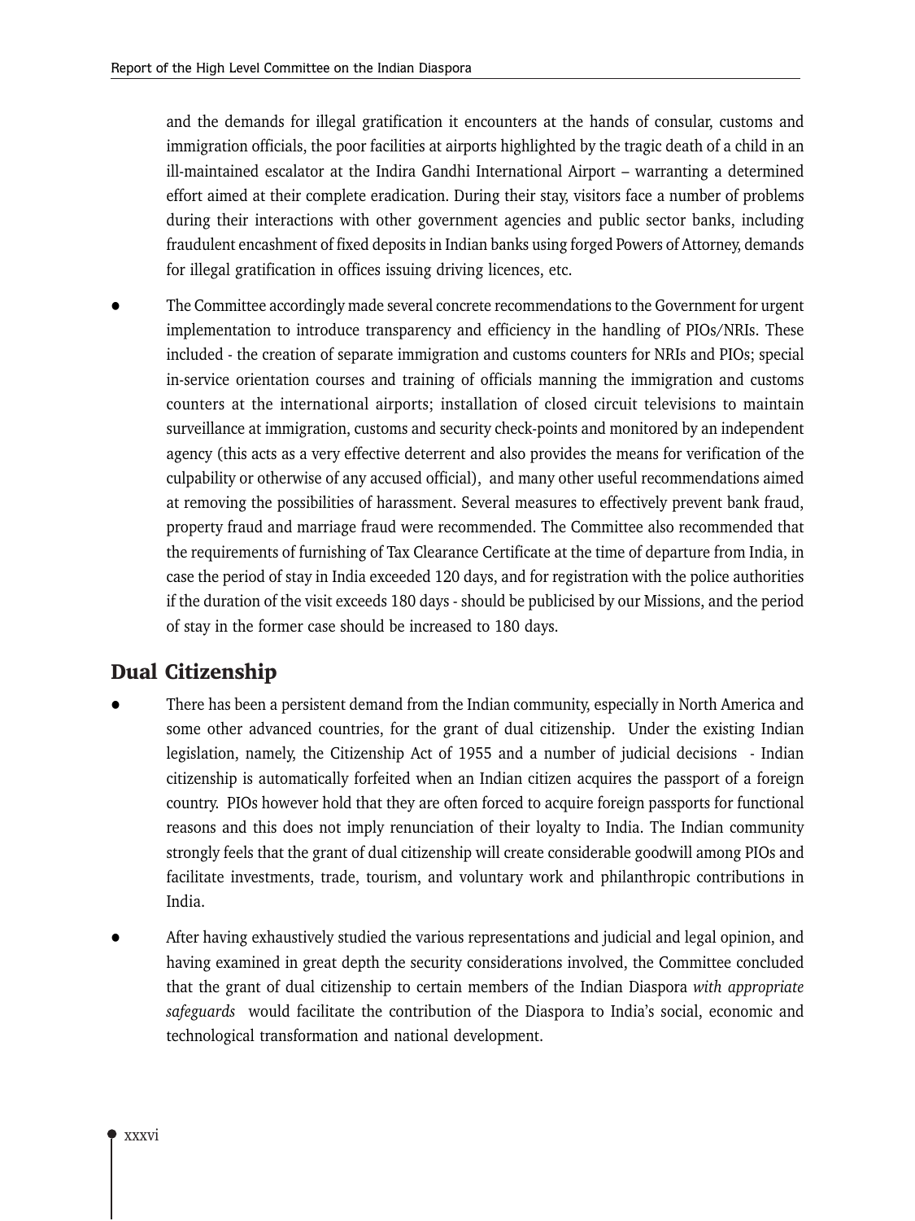and the demands for illegal gratification it encounters at the hands of consular, customs and immigration officials, the poor facilities at airports highlighted by the tragic death of a child in an ill-maintained escalator at the Indira Gandhi International Airport – warranting a determined effort aimed at their complete eradication. During their stay, visitors face a number of problems during their interactions with other government agencies and public sector banks, including fraudulent encashment of fixed deposits in Indian banks using forged Powers of Attorney, demands for illegal gratification in offices issuing driving licences, etc.

- The Committee accordingly made several concrete recommendations to the Government for urgent implementation to introduce transparency and efficiency in the handling of PIOs/NRIs. These included - the creation of separate immigration and customs counters for NRIs and PIOs; special in-service orientation courses and training of officials manning the immigration and customs counters at the international airports; installation of closed circuit televisions to maintain surveillance at immigration, customs and security check-points and monitored by an independent agency (this acts as a very effective deterrent and also provides the means for verification of the culpability or otherwise of any accused official), and many other useful recommendations aimed at removing the possibilities of harassment. Several measures to effectively prevent bank fraud, property fraud and marriage fraud were recommended. The Committee also recommended that the requirements of furnishing of Tax Clearance Certificate at the time of departure from India, in case the period of stay in India exceeded 120 days, and for registration with the police authorities if the duration of the visit exceeds 180 days - should be publicised by our Missions, and the period of stay in the former case should be increased to 180 days.

## Dual Citizenship

- There has been a persistent demand from the Indian community, especially in North America and some other advanced countries, for the grant of dual citizenship. Under the existing Indian legislation, namely, the Citizenship Act of 1955 and a number of judicial decisions - Indian citizenship is automatically forfeited when an Indian citizen acquires the passport of a foreign country. PIOs however hold that they are often forced to acquire foreign passports for functional reasons and this does not imply renunciation of their loyalty to India. The Indian community strongly feels that the grant of dual citizenship will create considerable goodwill among PIOs and facilitate investments, trade, tourism, and voluntary work and philanthropic contributions in India.

- After having exhaustively studied the various representations and judicial and legal opinion, and having examined in great depth the security considerations involved, the Committee concluded that the grant of dual citizenship to certain members of the Indian Diaspora *with appropriate safeguards* would facilitate the contribution of the Diaspora to India's social, economic and technological transformation and national development.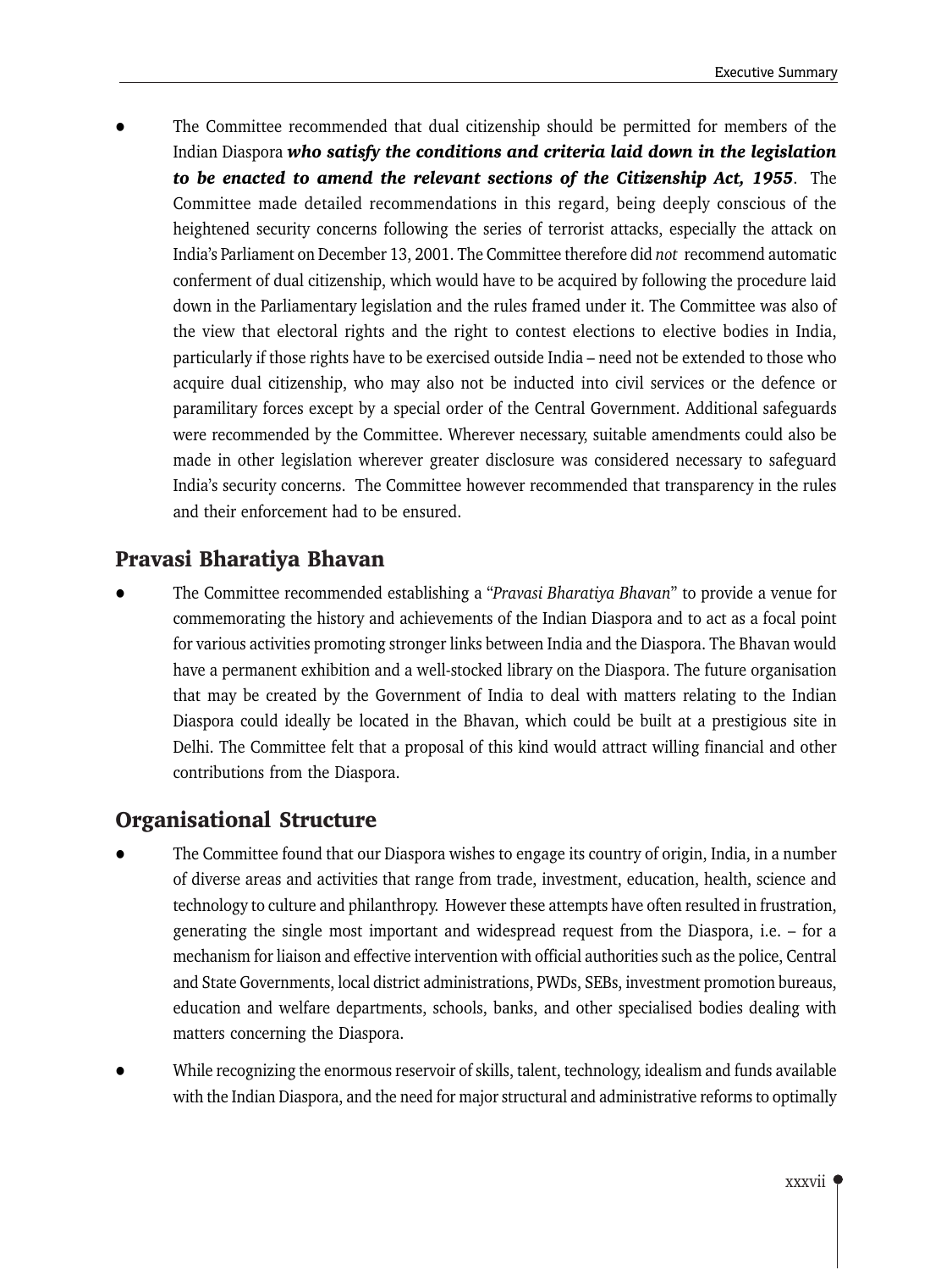- The Committee recommended that dual citizenship should be permitted for members of the Indian Diaspora ***who satisfy the conditions and criteria laid down in the legislation to be enacted to amend the relevant sections of the Citizenship Act, 1955***. The Committee made detailed recommendations in this regard, being deeply conscious of the heightened security concerns following the series of terrorist attacks, especially the attack on India's Parliament on December 13, 2001. The Committee therefore did *not* recommend automatic conferment of dual citizenship, which would have to be acquired by following the procedure laid down in the Parliamentary legislation and the rules framed under it. The Committee was also of the view that electoral rights and the right to contest elections to elective bodies in India, particularly if those rights have to be exercised outside India – need not be extended to those who acquire dual citizenship, who may also not be inducted into civil services or the defence or paramilitary forces except by a special order of the Central Government. Additional safeguards were recommended by the Committee. Wherever necessary, suitable amendments could also be made in other legislation wherever greater disclosure was considered necessary to safeguard India's security concerns. The Committee however recommended that transparency in the rules and their enforcement had to be ensured.

## Pravasi Bharatiya Bhavan

- The Committee recommended establishing a "*Pravasi Bharatiya Bhavan*" to provide a venue for commemorating the history and achievements of the Indian Diaspora and to act as a focal point for various activities promoting stronger links between India and the Diaspora. The Bhavan would have a permanent exhibition and a well-stocked library on the Diaspora. The future organisation that may be created by the Government of India to deal with matters relating to the Indian Diaspora could ideally be located in the Bhavan, which could be built at a prestigious site in Delhi. The Committee felt that a proposal of this kind would attract willing financial and other contributions from the Diaspora.

## Organisational Structure

- The Committee found that our Diaspora wishes to engage its country of origin, India, in a number of diverse areas and activities that range from trade, investment, education, health, science and technology to culture and philanthropy. However these attempts have often resulted in frustration, generating the single most important and widespread request from the Diaspora, i.e. – for a mechanism for liaison and effective intervention with official authorities such as the police, Central and State Governments, local district administrations, PWDs, SEBs, investment promotion bureaus, education and welfare departments, schools, banks, and other specialised bodies dealing with matters concerning the Diaspora.
- While recognizing the enormous reservoir of skills, talent, technology, idealism and funds available with the Indian Diaspora, and the need for major structural and administrative reforms to optimally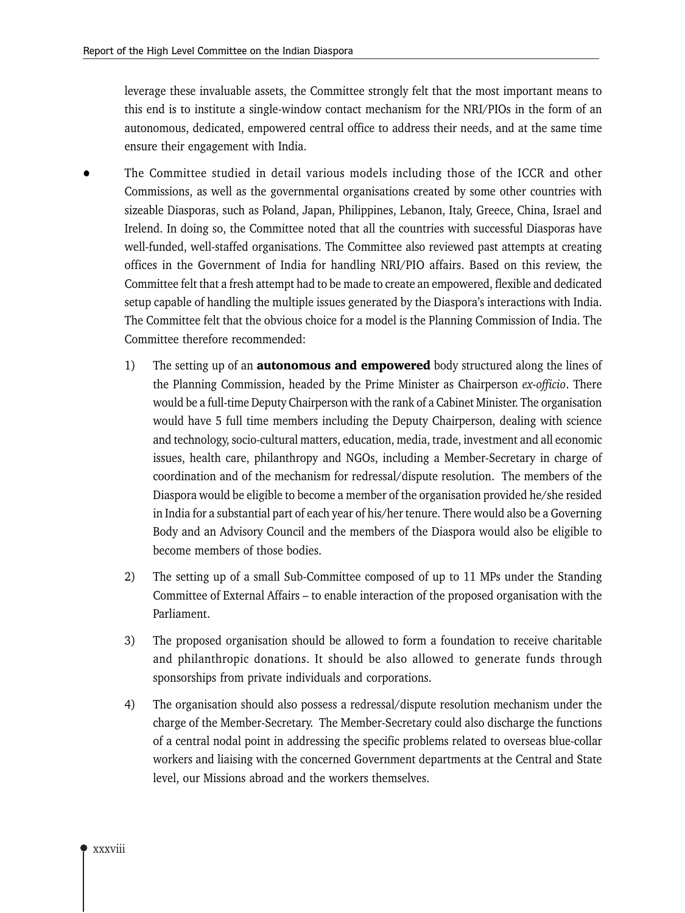leverage these invaluable assets, the Committee strongly felt that the most important means to this end is to institute a single-window contact mechanism for the NRI/PIOs in the form of an autonomous, dedicated, empowered central office to address their needs, and at the same time ensure their engagement with India.

- The Committee studied in detail various models including those of the ICCR and other Commissions, as well as the governmental organisations created by some other countries with sizeable Diasporas, such as Poland, Japan, Philippines, Lebanon, Italy, Greece, China, Israel and Irelend. In doing so, the Committee noted that all the countries with successful Diasporas have well-funded, well-staffed organisations. The Committee also reviewed past attempts at creating offices in the Government of India for handling NRI/PIO affairs. Based on this review, the Committee felt that a fresh attempt had to be made to create an empowered, flexible and dedicated setup capable of handling the multiple issues generated by the Diaspora's interactions with India. The Committee felt that the obvious choice for a model is the Planning Commission of India. The Committee therefore recommended:

  1) The setting up of an **autonomous and empowered** body structured along the lines of the Planning Commission, headed by the Prime Minister as Chairperson *ex-officio*. There would be a full-time Deputy Chairperson with the rank of a Cabinet Minister. The organisation would have 5 full time members including the Deputy Chairperson, dealing with science and technology, socio-cultural matters, education, media, trade, investment and all economic issues, health care, philanthropy and NGOs, including a Member-Secretary in charge of coordination and of the mechanism for redressal/dispute resolution. The members of the Diaspora would be eligible to become a member of the organisation provided he/she resided in India for a substantial part of each year of his/her tenure. There would also be a Governing Body and an Advisory Council and the members of the Diaspora would also be eligible to become members of those bodies.

  2) The setting up of a small Sub-Committee composed of up to 11 MPs under the Standing Committee of External Affairs – to enable interaction of the proposed organisation with the Parliament.

  3) The proposed organisation should be allowed to form a foundation to receive charitable and philanthropic donations. It should be also allowed to generate funds through sponsorships from private individuals and corporations.

  4) The organisation should also possess a redressal/dispute resolution mechanism under the charge of the Member-Secretary. The Member-Secretary could also discharge the functions of a central nodal point in addressing the specific problems related to overseas blue-collar workers and liaising with the concerned Government departments at the Central and State level, our Missions abroad and the workers themselves.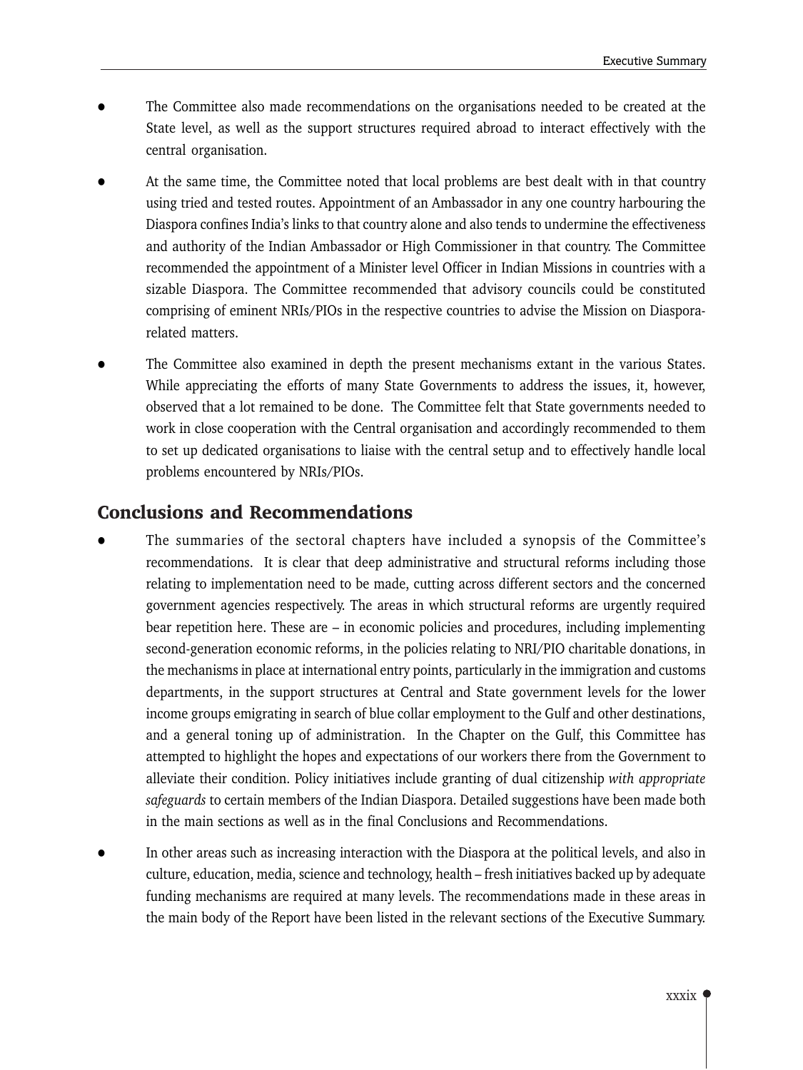- The Committee also made recommendations on the organisations needed to be created at the State level, as well as the support structures required abroad to interact effectively with the central organisation.
- At the same time, the Committee noted that local problems are best dealt with in that country using tried and tested routes. Appointment of an Ambassador in any one country harbouring the Diaspora confines India's links to that country alone and also tends to undermine the effectiveness and authority of the Indian Ambassador or High Commissioner in that country. The Committee recommended the appointment of a Minister level Officer in Indian Missions in countries with a sizable Diaspora. The Committee recommended that advisory councils could be constituted comprising of eminent NRIs/PIOs in the respective countries to advise the Mission on Diaspora-related matters.
- The Committee also examined in depth the present mechanisms extant in the various States. While appreciating the efforts of many State Governments to address the issues, it, however, observed that a lot remained to be done. The Committee felt that State governments needed to work in close cooperation with the Central organisation and accordingly recommended to them to set up dedicated organisations to liaise with the central setup and to effectively handle local problems encountered by NRIs/PIOs.

## Conclusions and Recommendations

- The summaries of the sectoral chapters have included a synopsis of the Committee's recommendations. It is clear that deep administrative and structural reforms including those relating to implementation need to be made, cutting across different sectors and the concerned government agencies respectively. The areas in which structural reforms are urgently required bear repetition here. These are – in economic policies and procedures, including implementing second-generation economic reforms, in the policies relating to NRI/PIO charitable donations, in the mechanisms in place at international entry points, particularly in the immigration and customs departments, in the support structures at Central and State government levels for the lower income groups emigrating in search of blue collar employment to the Gulf and other destinations, and a general toning up of administration. In the Chapter on the Gulf, this Committee has attempted to highlight the hopes and expectations of our workers there from the Government to alleviate their condition. Policy initiatives include granting of dual citizenship *with appropriate safeguards* to certain members of the Indian Diaspora. Detailed suggestions have been made both in the main sections as well as in the final Conclusions and Recommendations.
- In other areas such as increasing interaction with the Diaspora at the political levels, and also in culture, education, media, science and technology, health – fresh initiatives backed up by adequate funding mechanisms are required at many levels. The recommendations made in these areas in the main body of the Report have been listed in the relevant sections of the Executive Summary.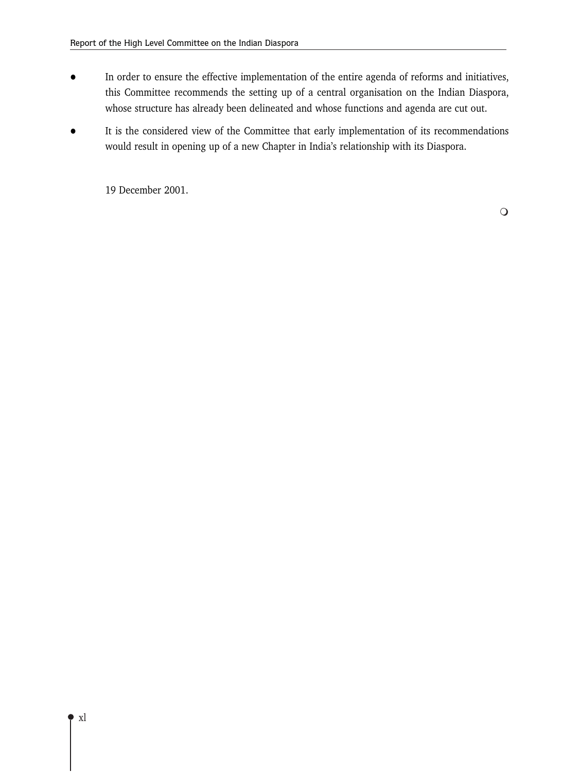- In order to ensure the effective implementation of the entire agenda of reforms and initiatives, this Committee recommends the setting up of a central organisation on the Indian Diaspora, whose structure has already been delineated and whose functions and agenda are cut out.
- It is the considered view of the Committee that early implementation of its recommendations would result in opening up of a new Chapter in India's relationship with its Diaspora.

19 December 2001.